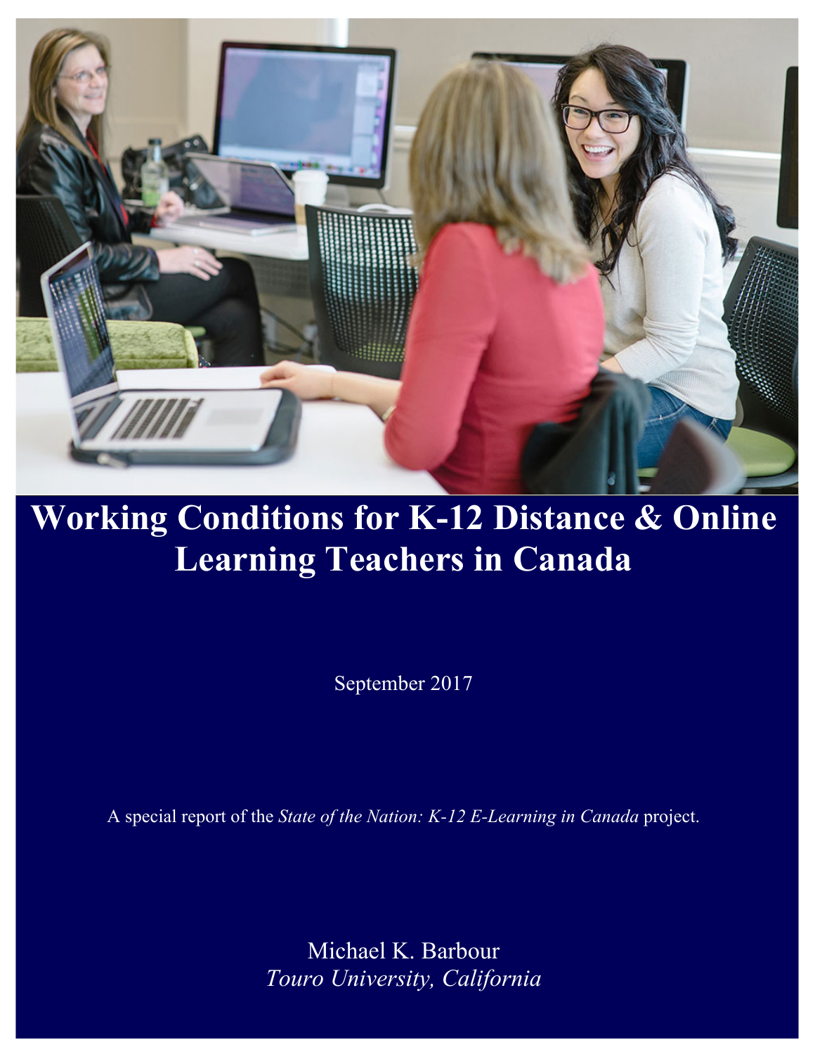# Working Conditions for K-12 Distance & Online Learning Teachers in Canada

September 2017

A special report of the *State of the Nation: K-12 E-Learning in Canada* project.

Michael K. Barbour

*Touro University, California*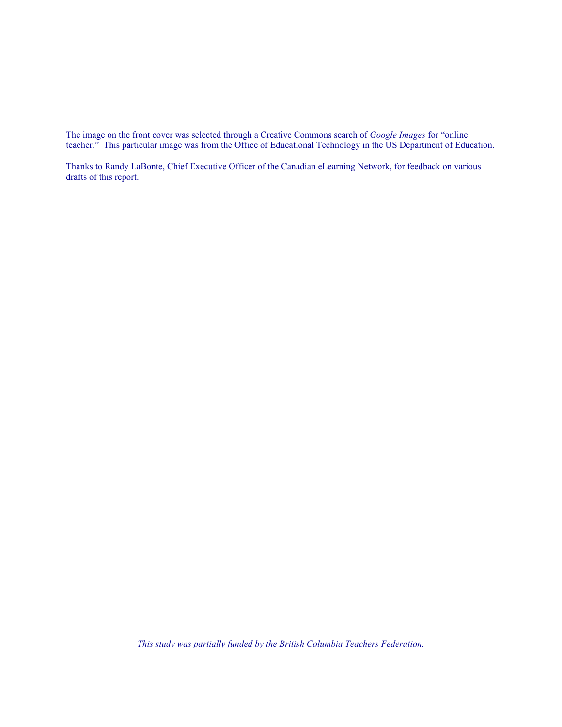The image on the front cover was selected through a Creative Commons search of *Google Images* for "online teacher." This particular image was from the Office of Educational Technology in the US Department of Education.

Thanks to Randy LaBonte, Chief Executive Officer of the Canadian eLearning Network, for feedback on various drafts of this report.

*This study was partially funded by the British Columbia Teachers Federation.*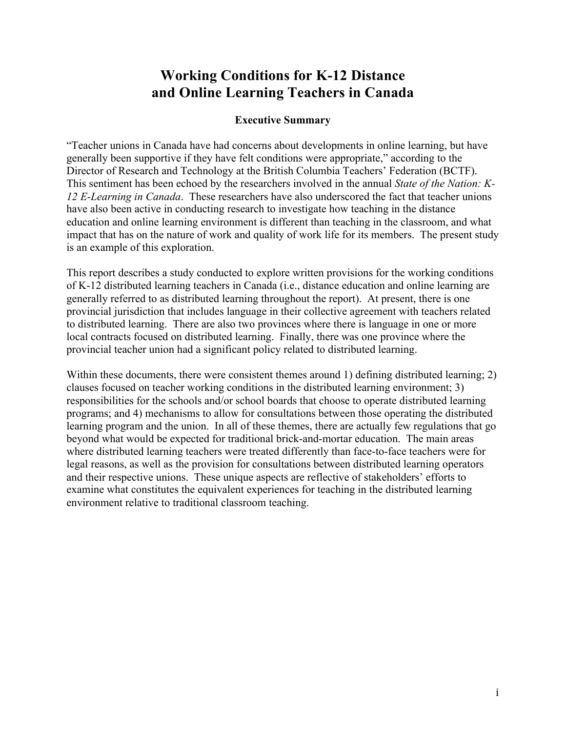# Working Conditions for K-12 Distance and Online Learning Teachers in Canada

### Executive Summary

"Teacher unions in Canada have had concerns about developments in online learning, but have generally been supportive if they have felt conditions were appropriate," according to the Director of Research and Technology at the British Columbia Teachers' Federation (BCTF). This sentiment has been echoed by the researchers involved in the annual *State of the Nation: K-12 E-Learning in Canada*. These researchers have also underscored the fact that teacher unions have also been active in conducting research to investigate how teaching in the distance education and online learning environment is different than teaching in the classroom, and what impact that has on the nature of work and quality of work life for its members. The present study is an example of this exploration.

This report describes a study conducted to explore written provisions for the working conditions of K-12 distributed learning teachers in Canada (i.e., distance education and online learning are generally referred to as distributed learning throughout the report). At present, there is one provincial jurisdiction that includes language in their collective agreement with teachers related to distributed learning. There are also two provinces where there is language in one or more local contracts focused on distributed learning. Finally, there was one province where the provincial teacher union had a significant policy related to distributed learning.

Within these documents, there were consistent themes around 1) defining distributed learning; 2) clauses focused on teacher working conditions in the distributed learning environment; 3) responsibilities for the schools and/or school boards that choose to operate distributed learning programs; and 4) mechanisms to allow for consultations between those operating the distributed learning program and the union. In all of these themes, there are actually few regulations that go beyond what would be expected for traditional brick-and-mortar education. The main areas where distributed learning teachers were treated differently than face-to-face teachers were for legal reasons, as well as the provision for consultations between distributed learning operators and their respective unions. These unique aspects are reflective of stakeholders' efforts to examine what constitutes the equivalent experiences for teaching in the distributed learning environment relative to traditional classroom teaching.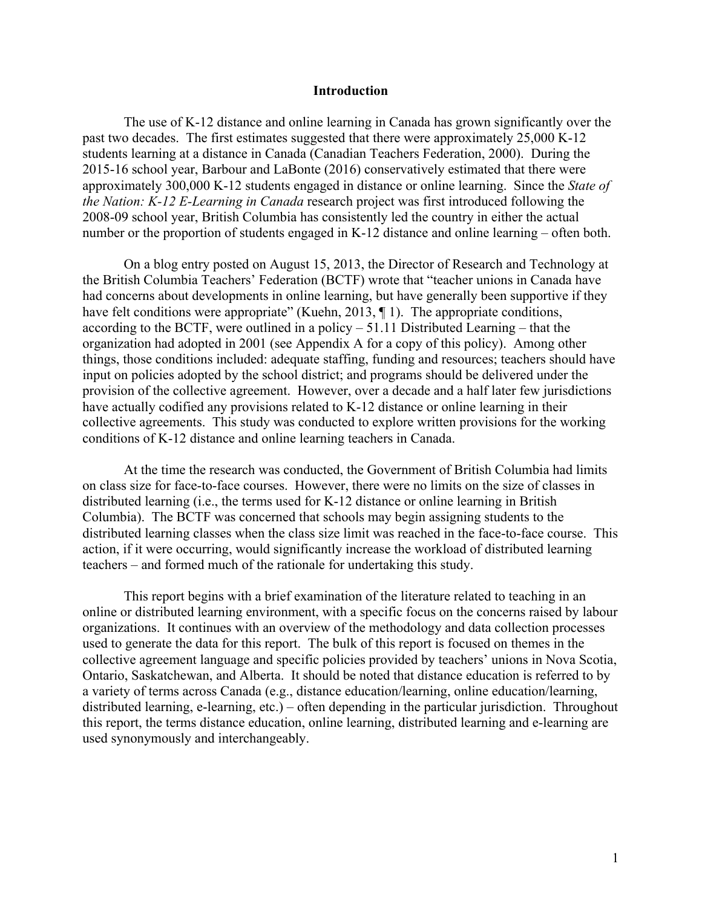# Introduction

The use of K-12 distance and online learning in Canada has grown significantly over the past two decades. The first estimates suggested that there were approximately 25,000 K-12 students learning at a distance in Canada (Canadian Teachers Federation, 2000). During the 2015-16 school year, Barbour and LaBonte (2016) conservatively estimated that there were approximately 300,000 K-12 students engaged in distance or online learning. Since the *State of the Nation: K-12 E-Learning in Canada* research project was first introduced following the 2008-09 school year, British Columbia has consistently led the country in either the actual number or the proportion of students engaged in K-12 distance and online learning – often both.

On a blog entry posted on August 15, 2013, the Director of Research and Technology at the British Columbia Teachers' Federation (BCTF) wrote that "teacher unions in Canada have had concerns about developments in online learning, but have generally been supportive if they have felt conditions were appropriate" (Kuehn, 2013, ¶ 1). The appropriate conditions, according to the BCTF, were outlined in a policy – 51.11 Distributed Learning – that the organization had adopted in 2001 (see Appendix A for a copy of this policy). Among other things, those conditions included: adequate staffing, funding and resources; teachers should have input on policies adopted by the school district; and programs should be delivered under the provision of the collective agreement. However, over a decade and a half later few jurisdictions have actually codified any provisions related to K-12 distance or online learning in their collective agreements. This study was conducted to explore written provisions for the working conditions of K-12 distance and online learning teachers in Canada.

At the time the research was conducted, the Government of British Columbia had limits on class size for face-to-face courses. However, there were no limits on the size of classes in distributed learning (i.e., the terms used for K-12 distance or online learning in British Columbia). The BCTF was concerned that schools may begin assigning students to the distributed learning classes when the class size limit was reached in the face-to-face course. This action, if it were occurring, would significantly increase the workload of distributed learning teachers – and formed much of the rationale for undertaking this study.

This report begins with a brief examination of the literature related to teaching in an online or distributed learning environment, with a specific focus on the concerns raised by labour organizations. It continues with an overview of the methodology and data collection processes used to generate the data for this report. The bulk of this report is focused on themes in the collective agreement language and specific policies provided by teachers' unions in Nova Scotia, Ontario, Saskatchewan, and Alberta. It should be noted that distance education is referred to by a variety of terms across Canada (e.g., distance education/learning, online education/learning, distributed learning, e-learning, etc.) – often depending in the particular jurisdiction. Throughout this report, the terms distance education, online learning, distributed learning and e-learning are used synonymously and interchangeably.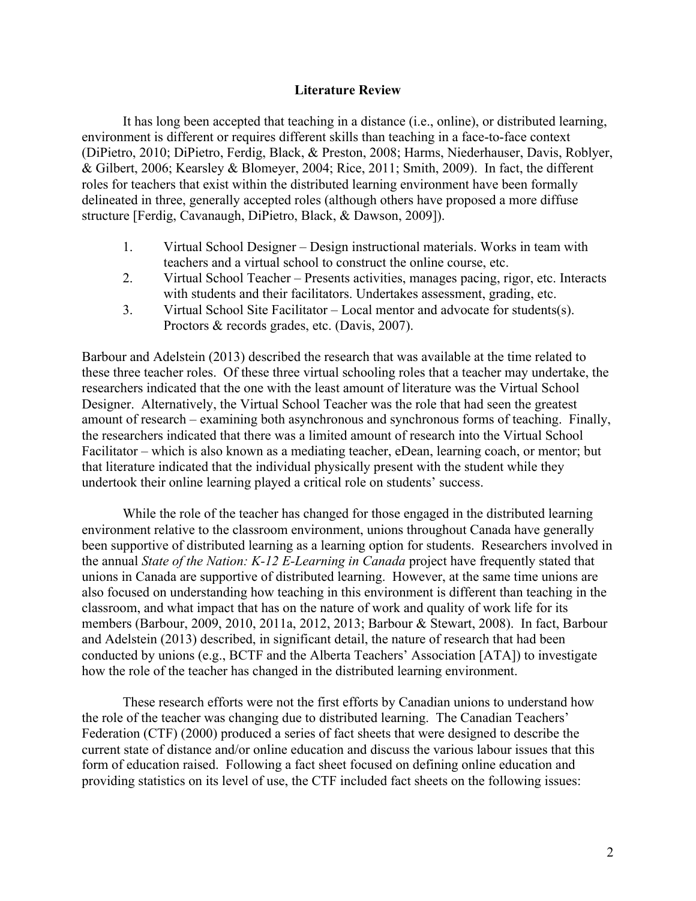## Literature Review

It has long been accepted that teaching in a distance (i.e., online), or distributed learning, environment is different or requires different skills than teaching in a face-to-face context (DiPietro, 2010; DiPietro, Ferdig, Black, & Preston, 2008; Harms, Niederhauser, Davis, Roblyer, & Gilbert, 2006; Kearsley & Blomeyer, 2004; Rice, 2011; Smith, 2009). In fact, the different roles for teachers that exist within the distributed learning environment have been formally delineated in three, generally accepted roles (although others have proposed a more diffuse structure [Ferdig, Cavanaugh, DiPietro, Black, & Dawson, 2009]).

1. Virtual School Designer – Design instructional materials. Works in team with teachers and a virtual school to construct the online course, etc.
2. Virtual School Teacher – Presents activities, manages pacing, rigor, etc. Interacts with students and their facilitators. Undertakes assessment, grading, etc.
3. Virtual School Site Facilitator – Local mentor and advocate for students(s). Proctors & records grades, etc. (Davis, 2007).

Barbour and Adelstein (2013) described the research that was available at the time related to these three teacher roles. Of these three virtual schooling roles that a teacher may undertake, the researchers indicated that the one with the least amount of literature was the Virtual School Designer. Alternatively, the Virtual School Teacher was the role that had seen the greatest amount of research – examining both asynchronous and synchronous forms of teaching. Finally, the researchers indicated that there was a limited amount of research into the Virtual School Facilitator – which is also known as a mediating teacher, eDean, learning coach, or mentor; but that literature indicated that the individual physically present with the student while they undertook their online learning played a critical role on students' success.

While the role of the teacher has changed for those engaged in the distributed learning environment relative to the classroom environment, unions throughout Canada have generally been supportive of distributed learning as a learning option for students. Researchers involved in the annual *State of the Nation: K-12 E-Learning in Canada* project have frequently stated that unions in Canada are supportive of distributed learning. However, at the same time unions are also focused on understanding how teaching in this environment is different than teaching in the classroom, and what impact that has on the nature of work and quality of work life for its members (Barbour, 2009, 2010, 2011a, 2012, 2013; Barbour & Stewart, 2008). In fact, Barbour and Adelstein (2013) described, in significant detail, the nature of research that had been conducted by unions (e.g., BCTF and the Alberta Teachers' Association [ATA]) to investigate how the role of the teacher has changed in the distributed learning environment.

These research efforts were not the first efforts by Canadian unions to understand how the role of the teacher was changing due to distributed learning. The Canadian Teachers' Federation (CTF) (2000) produced a series of fact sheets that were designed to describe the current state of distance and/or online education and discuss the various labour issues that this form of education raised. Following a fact sheet focused on defining online education and providing statistics on its level of use, the CTF included fact sheets on the following issues: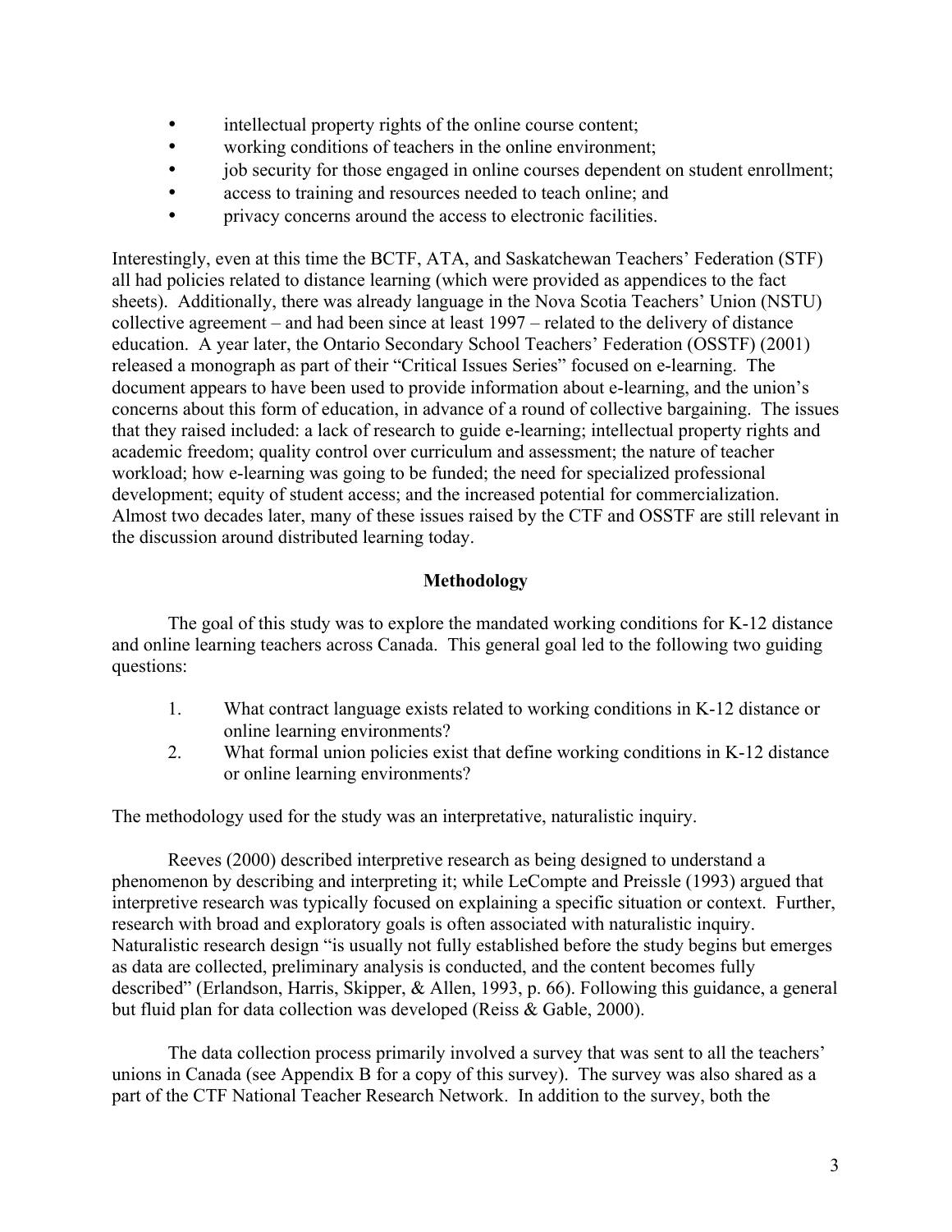- intellectual property rights of the online course content;
- working conditions of teachers in the online environment;
- job security for those engaged in online courses dependent on student enrollment;
- access to training and resources needed to teach online; and
- privacy concerns around the access to electronic facilities.

Interestingly, even at this time the BCTF, ATA, and Saskatchewan Teachers' Federation (STF) all had policies related to distance learning (which were provided as appendices to the fact sheets). Additionally, there was already language in the Nova Scotia Teachers' Union (NSTU) collective agreement – and had been since at least 1997 – related to the delivery of distance education. A year later, the Ontario Secondary School Teachers' Federation (OSSTF) (2001) released a monograph as part of their "Critical Issues Series" focused on e-learning. The document appears to have been used to provide information about e-learning, and the union's concerns about this form of education, in advance of a round of collective bargaining. The issues that they raised included: a lack of research to guide e-learning; intellectual property rights and academic freedom; quality control over curriculum and assessment; the nature of teacher workload; how e-learning was going to be funded; the need for specialized professional development; equity of student access; and the increased potential for commercialization. Almost two decades later, many of these issues raised by the CTF and OSSTF are still relevant in the discussion around distributed learning today.

## Methodology

The goal of this study was to explore the mandated working conditions for K-12 distance and online learning teachers across Canada. This general goal led to the following two guiding questions:

1. What contract language exists related to working conditions in K-12 distance or online learning environments?
2. What formal union policies exist that define working conditions in K-12 distance or online learning environments?

The methodology used for the study was an interpretative, naturalistic inquiry.

Reeves (2000) described interpretive research as being designed to understand a phenomenon by describing and interpreting it; while LeCompte and Preissle (1993) argued that interpretive research was typically focused on explaining a specific situation or context. Further, research with broad and exploratory goals is often associated with naturalistic inquiry. Naturalistic research design "is usually not fully established before the study begins but emerges as data are collected, preliminary analysis is conducted, and the content becomes fully described" (Erlandson, Harris, Skipper, & Allen, 1993, p. 66). Following this guidance, a general but fluid plan for data collection was developed (Reiss & Gable, 2000).

The data collection process primarily involved a survey that was sent to all the teachers' unions in Canada (see Appendix B for a copy of this survey). The survey was also shared as a part of the CTF National Teacher Research Network. In addition to the survey, both the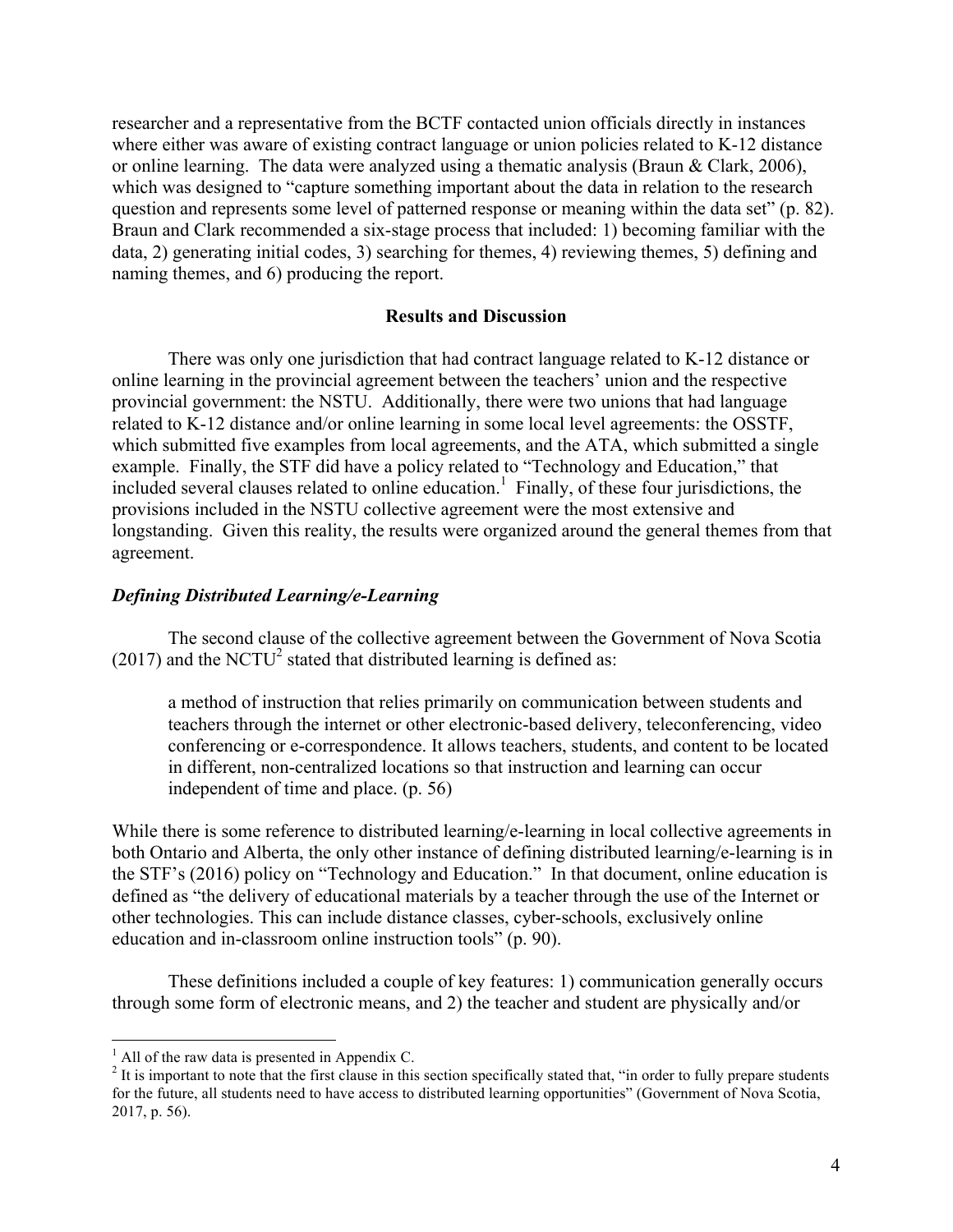researcher and a representative from the BCTF contacted union officials directly in instances where either was aware of existing contract language or union policies related to K-12 distance or online learning. The data were analyzed using a thematic analysis (Braun & Clark, 2006), which was designed to "capture something important about the data in relation to the research question and represents some level of patterned response or meaning within the data set" (p. 82). Braun and Clark recommended a six-stage process that included: 1) becoming familiar with the data, 2) generating initial codes, 3) searching for themes, 4) reviewing themes, 5) defining and naming themes, and 6) producing the report.

## Results and Discussion

There was only one jurisdiction that had contract language related to K-12 distance or online learning in the provincial agreement between the teachers' union and the respective provincial government: the NSTU. Additionally, there were two unions that had language related to K-12 distance and/or online learning in some local level agreements: the OSSTF, which submitted five examples from local agreements, and the ATA, which submitted a single example. Finally, the STF did have a policy related to "Technology and Education," that included several clauses related to online education.[1] Finally, of these four jurisdictions, the provisions included in the NSTU collective agreement were the most extensive and longstanding. Given this reality, the results were organized around the general themes from that agreement.

### *Defining Distributed Learning/e-Learning*

The second clause of the collective agreement between the Government of Nova Scotia (2017) and the NCTU[2] stated that distributed learning is defined as:

> a method of instruction that relies primarily on communication between students and teachers through the internet or other electronic-based delivery, teleconferencing, video conferencing or e-correspondence. It allows teachers, students, and content to be located in different, non-centralized locations so that instruction and learning can occur independent of time and place. (p. 56)

While there is some reference to distributed learning/e-learning in local collective agreements in both Ontario and Alberta, the only other instance of defining distributed learning/e-learning is in the STF's (2016) policy on "Technology and Education." In that document, online education is defined as "the delivery of educational materials by a teacher through the use of the Internet or other technologies. This can include distance classes, cyber-schools, exclusively online education and in-classroom online instruction tools" (p. 90).

These definitions included a couple of key features: 1) communication generally occurs through some form of electronic means, and 2) the teacher and student are physically and/or

---

[1] All of the raw data is presented in Appendix C.

[2] It is important to note that the first clause in this section specifically stated that, "in order to fully prepare students for the future, all students need to have access to distributed learning opportunities" (Government of Nova Scotia, 2017, p. 56).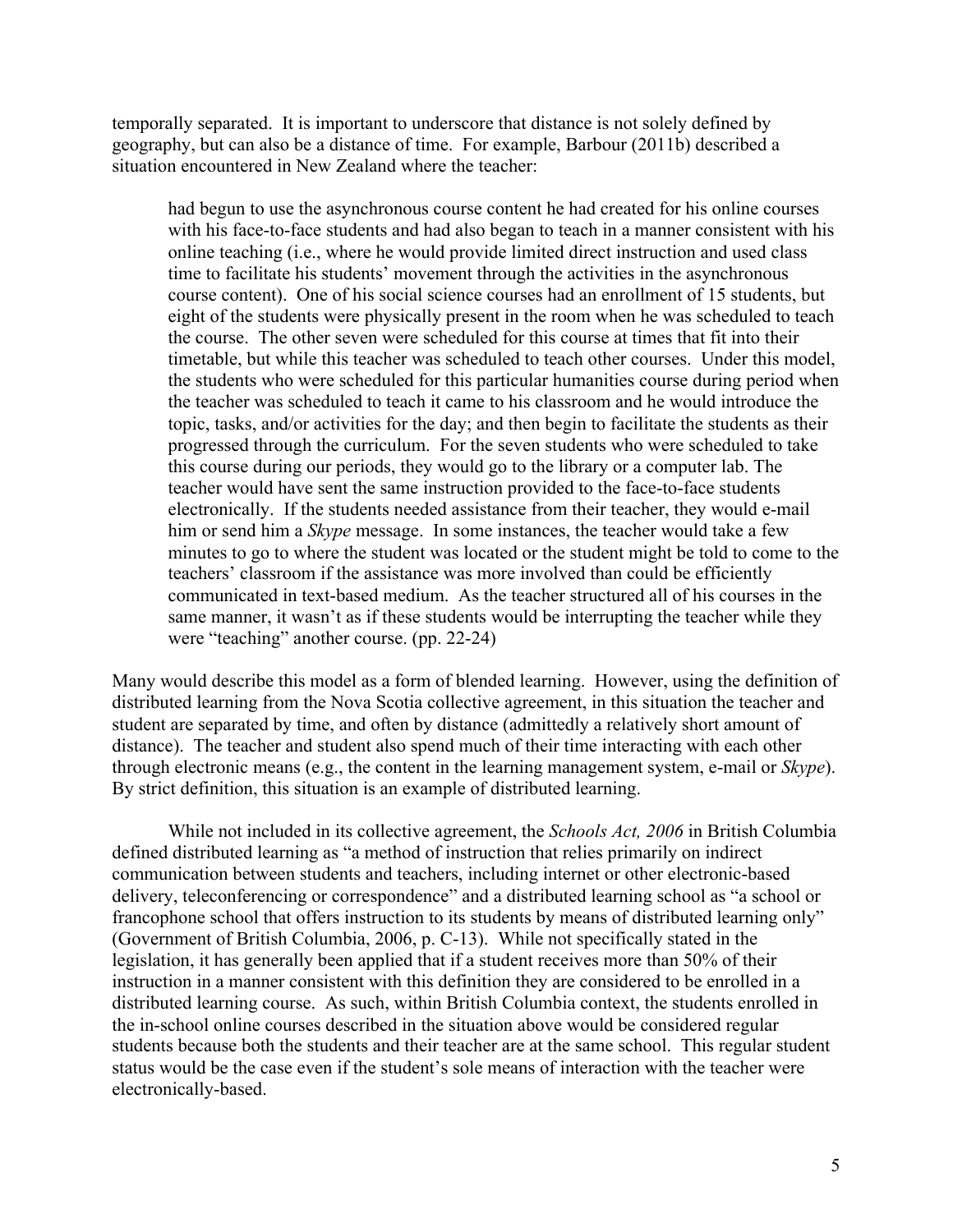temporally separated. It is important to underscore that distance is not solely defined by geography, but can also be a distance of time. For example, Barbour (2011b) described a situation encountered in New Zealand where the teacher:

> had begun to use the asynchronous course content he had created for his online courses with his face-to-face students and had also began to teach in a manner consistent with his online teaching (i.e., where he would provide limited direct instruction and used class time to facilitate his students' movement through the activities in the asynchronous course content). One of his social science courses had an enrollment of 15 students, but eight of the students were physically present in the room when he was scheduled to teach the course. The other seven were scheduled for this course at times that fit into their timetable, but while this teacher was scheduled to teach other courses. Under this model, the students who were scheduled for this particular humanities course during period when the teacher was scheduled to teach it came to his classroom and he would introduce the topic, tasks, and/or activities for the day; and then begin to facilitate the students as their progressed through the curriculum. For the seven students who were scheduled to take this course during our periods, they would go to the library or a computer lab. The teacher would have sent the same instruction provided to the face-to-face students electronically. If the students needed assistance from their teacher, they would e-mail him or send him a *Skype* message. In some instances, the teacher would take a few minutes to go to where the student was located or the student might be told to come to the teachers' classroom if the assistance was more involved than could be efficiently communicated in text-based medium. As the teacher structured all of his courses in the same manner, it wasn't as if these students would be interrupting the teacher while they were "teaching" another course. (pp. 22-24)

Many would describe this model as a form of blended learning. However, using the definition of distributed learning from the Nova Scotia collective agreement, in this situation the teacher and student are separated by time, and often by distance (admittedly a relatively short amount of distance). The teacher and student also spend much of their time interacting with each other through electronic means (e.g., the content in the learning management system, e-mail or *Skype*). By strict definition, this situation is an example of distributed learning.

While not included in its collective agreement, the *Schools Act, 2006* in British Columbia defined distributed learning as "a method of instruction that relies primarily on indirect communication between students and teachers, including internet or other electronic-based delivery, teleconferencing or correspondence" and a distributed learning school as "a school or francophone school that offers instruction to its students by means of distributed learning only" (Government of British Columbia, 2006, p. C-13). While not specifically stated in the legislation, it has generally been applied that if a student receives more than 50% of their instruction in a manner consistent with this definition they are considered to be enrolled in a distributed learning course. As such, within British Columbia context, the students enrolled in the in-school online courses described in the situation above would be considered regular students because both the students and their teacher are at the same school. This regular student status would be the case even if the student's sole means of interaction with the teacher were electronically-based.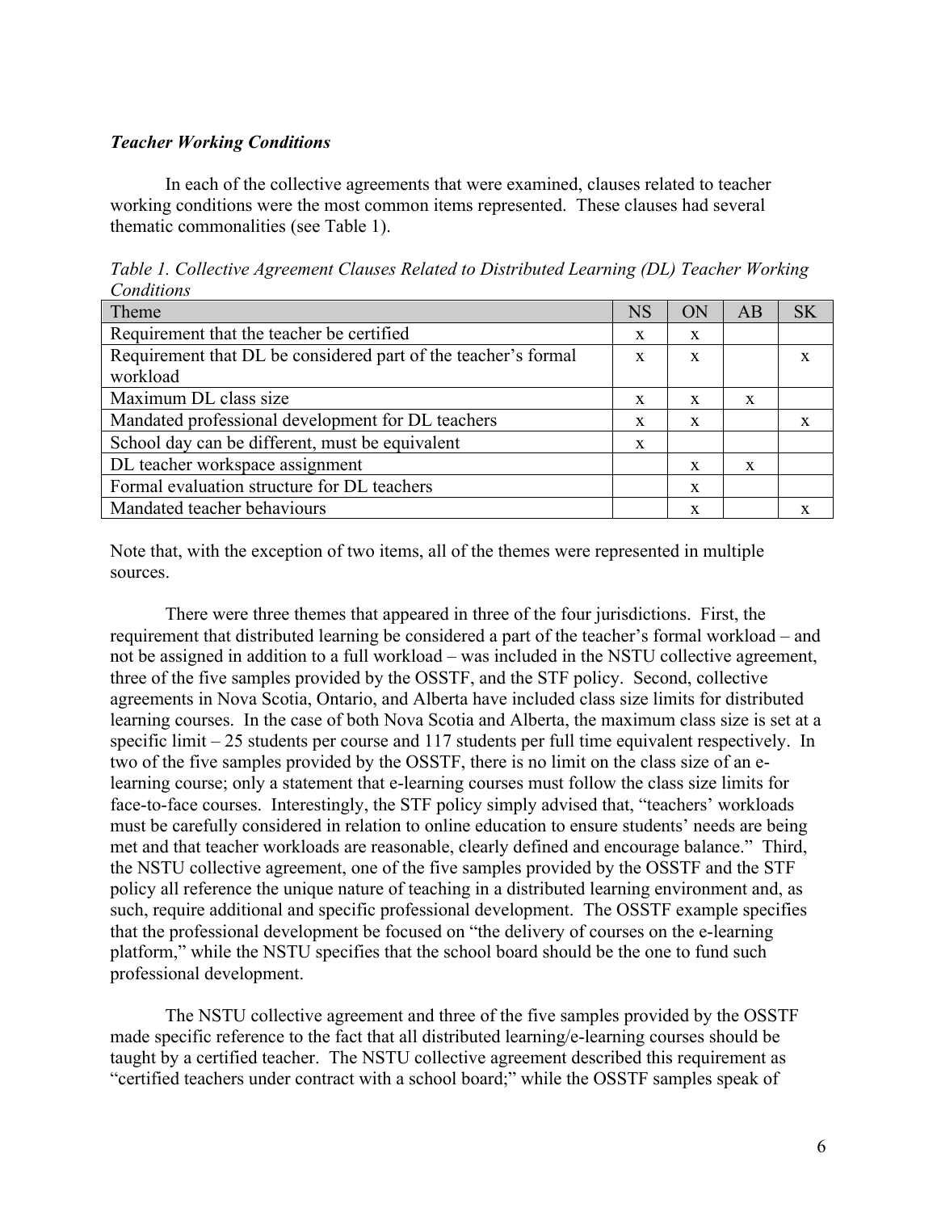### *Teacher Working Conditions*

In each of the collective agreements that were examined, clauses related to teacher working conditions were the most common items represented. These clauses had several thematic commonalities (see Table 1).

*Table 1. Collective Agreement Clauses Related to Distributed Learning (DL) Teacher Working Conditions*

| Theme | NS | ON | AB | SK |
|---|---|---|---|---|
| Requirement that the teacher be certified | x | x | | |
| Requirement that DL be considered part of the teacher's formal workload | x | x | | x |
| Maximum DL class size | x | x | x | |
| Mandated professional development for DL teachers | x | x | | x |
| School day can be different, must be equivalent | x | | | |
| DL teacher workspace assignment | | x | x | |
| Formal evaluation structure for DL teachers | | x | | |
| Mandated teacher behaviours | | x | | x |

Note that, with the exception of two items, all of the themes were represented in multiple sources.

There were three themes that appeared in three of the four jurisdictions. First, the requirement that distributed learning be considered a part of the teacher's formal workload – and not be assigned in addition to a full workload – was included in the NSTU collective agreement, three of the five samples provided by the OSSTF, and the STF policy. Second, collective agreements in Nova Scotia, Ontario, and Alberta have included class size limits for distributed learning courses. In the case of both Nova Scotia and Alberta, the maximum class size is set at a specific limit – 25 students per course and 117 students per full time equivalent respectively. In two of the five samples provided by the OSSTF, there is no limit on the class size of an e-learning course; only a statement that e-learning courses must follow the class size limits for face-to-face courses. Interestingly, the STF policy simply advised that, "teachers' workloads must be carefully considered in relation to online education to ensure students' needs are being met and that teacher workloads are reasonable, clearly defined and encourage balance." Third, the NSTU collective agreement, one of the five samples provided by the OSSTF and the STF policy all reference the unique nature of teaching in a distributed learning environment and, as such, require additional and specific professional development. The OSSTF example specifies that the professional development be focused on "the delivery of courses on the e-learning platform," while the NSTU specifies that the school board should be the one to fund such professional development.

The NSTU collective agreement and three of the five samples provided by the OSSTF made specific reference to the fact that all distributed learning/e-learning courses should be taught by a certified teacher. The NSTU collective agreement described this requirement as "certified teachers under contract with a school board;" while the OSSTF samples speak of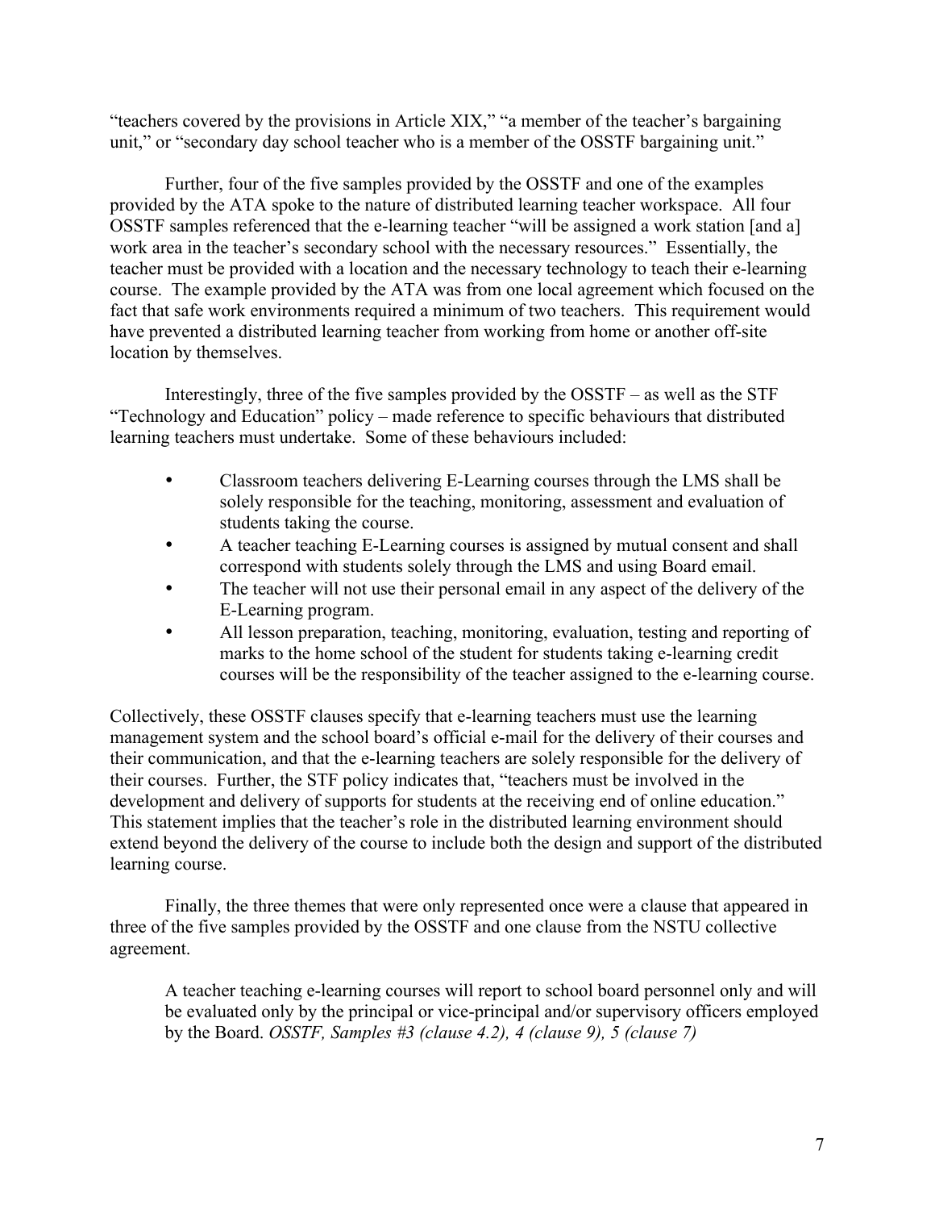"teachers covered by the provisions in Article XIX," "a member of the teacher's bargaining unit," or "secondary day school teacher who is a member of the OSSTF bargaining unit."

Further, four of the five samples provided by the OSSTF and one of the examples provided by the ATA spoke to the nature of distributed learning teacher workspace. All four OSSTF samples referenced that the e-learning teacher "will be assigned a work station [and a] work area in the teacher's secondary school with the necessary resources." Essentially, the teacher must be provided with a location and the necessary technology to teach their e-learning course. The example provided by the ATA was from one local agreement which focused on the fact that safe work environments required a minimum of two teachers. This requirement would have prevented a distributed learning teacher from working from home or another off-site location by themselves.

Interestingly, three of the five samples provided by the OSSTF – as well as the STF "Technology and Education" policy – made reference to specific behaviours that distributed learning teachers must undertake. Some of these behaviours included:

- Classroom teachers delivering E-Learning courses through the LMS shall be solely responsible for the teaching, monitoring, assessment and evaluation of students taking the course.
- A teacher teaching E-Learning courses is assigned by mutual consent and shall correspond with students solely through the LMS and using Board email.
- The teacher will not use their personal email in any aspect of the delivery of the E-Learning program.
- All lesson preparation, teaching, monitoring, evaluation, testing and reporting of marks to the home school of the student for students taking e-learning credit courses will be the responsibility of the teacher assigned to the e-learning course.

Collectively, these OSSTF clauses specify that e-learning teachers must use the learning management system and the school board's official e-mail for the delivery of their courses and their communication, and that the e-learning teachers are solely responsible for the delivery of their courses. Further, the STF policy indicates that, "teachers must be involved in the development and delivery of supports for students at the receiving end of online education." This statement implies that the teacher's role in the distributed learning environment should extend beyond the delivery of the course to include both the design and support of the distributed learning course.

Finally, the three themes that were only represented once were a clause that appeared in three of the five samples provided by the OSSTF and one clause from the NSTU collective agreement.

> A teacher teaching e-learning courses will report to school board personnel only and will be evaluated only by the principal or vice-principal and/or supervisory officers employed by the Board. *OSSTF, Samples #3 (clause 4.2), 4 (clause 9), 5 (clause 7)*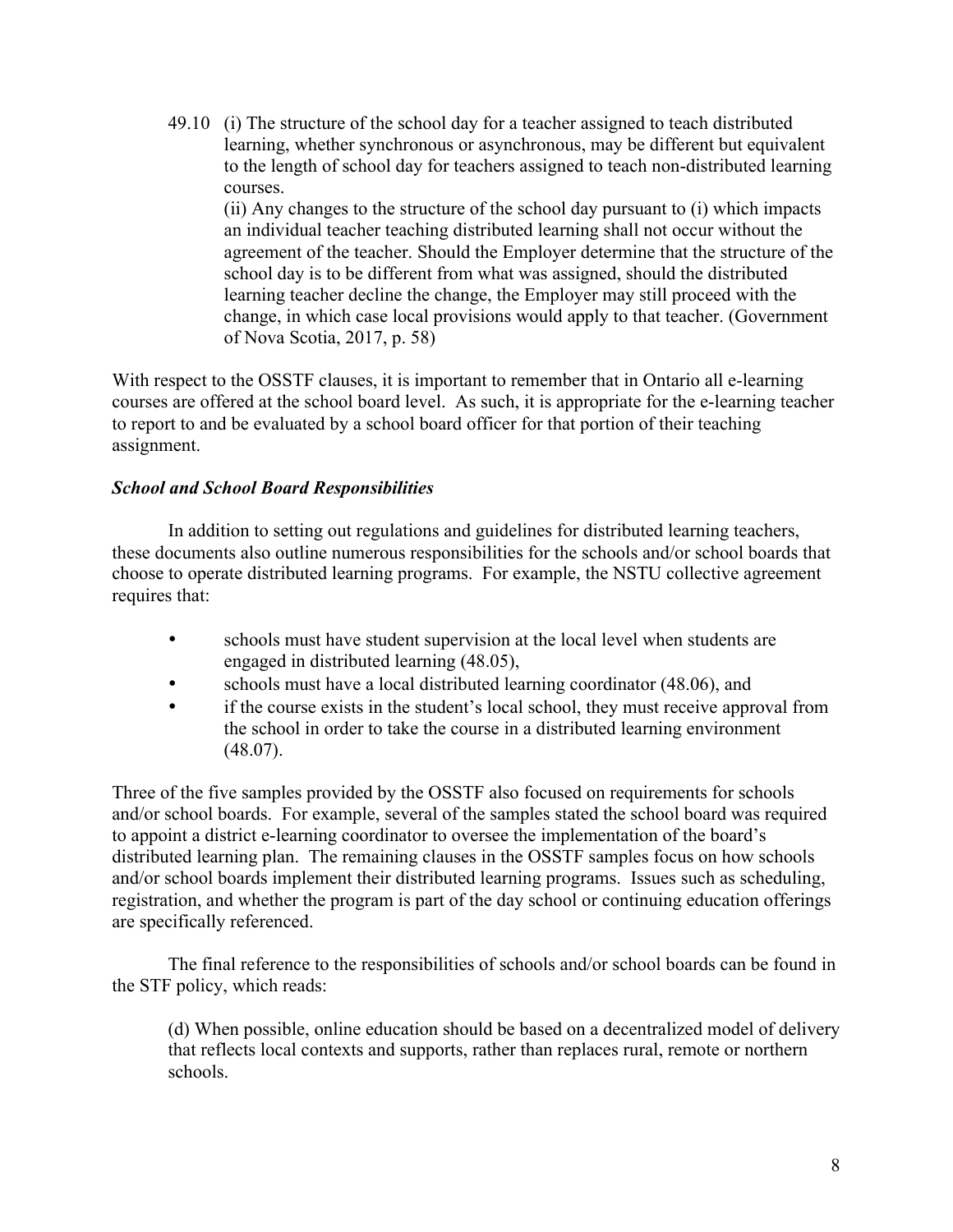> 49.10 (i) The structure of the school day for a teacher assigned to teach distributed learning, whether synchronous or asynchronous, may be different but equivalent to the length of school day for teachers assigned to teach non-distributed learning courses.
> (ii) Any changes to the structure of the school day pursuant to (i) which impacts an individual teacher teaching distributed learning shall not occur without the agreement of the teacher. Should the Employer determine that the structure of the school day is to be different from what was assigned, should the distributed learning teacher decline the change, the Employer may still proceed with the change, in which case local provisions would apply to that teacher. (Government of Nova Scotia, 2017, p. 58)

With respect to the OSSTF clauses, it is important to remember that in Ontario all e-learning courses are offered at the school board level. As such, it is appropriate for the e-learning teacher to report to and be evaluated by a school board officer for that portion of their teaching assignment.

### *School and School Board Responsibilities*

In addition to setting out regulations and guidelines for distributed learning teachers, these documents also outline numerous responsibilities for the schools and/or school boards that choose to operate distributed learning programs. For example, the NSTU collective agreement requires that:

- schools must have student supervision at the local level when students are engaged in distributed learning (48.05),
- schools must have a local distributed learning coordinator (48.06), and
- if the course exists in the student's local school, they must receive approval from the school in order to take the course in a distributed learning environment (48.07).

Three of the five samples provided by the OSSTF also focused on requirements for schools and/or school boards. For example, several of the samples stated the school board was required to appoint a district e-learning coordinator to oversee the implementation of the board's distributed learning plan. The remaining clauses in the OSSTF samples focus on how schools and/or school boards implement their distributed learning programs. Issues such as scheduling, registration, and whether the program is part of the day school or continuing education offerings are specifically referenced.

The final reference to the responsibilities of schools and/or school boards can be found in the STF policy, which reads:

> (d) When possible, online education should be based on a decentralized model of delivery that reflects local contexts and supports, rather than replaces rural, remote or northern schools.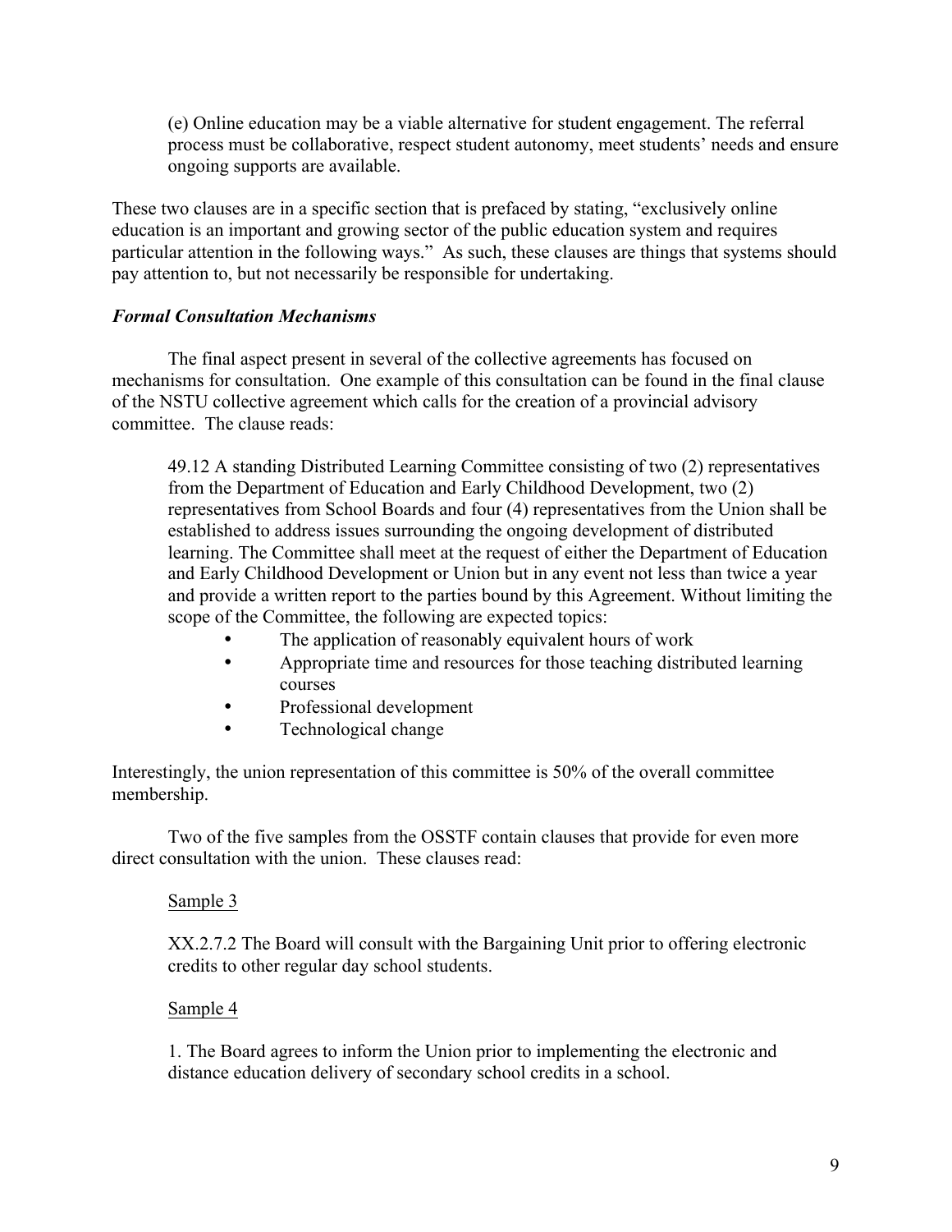(e) Online education may be a viable alternative for student engagement. The referral process must be collaborative, respect student autonomy, meet students' needs and ensure ongoing supports are available.

These two clauses are in a specific section that is prefaced by stating, "exclusively online education is an important and growing sector of the public education system and requires particular attention in the following ways." As such, these clauses are things that systems should pay attention to, but not necessarily be responsible for undertaking.

### *Formal Consultation Mechanisms*

The final aspect present in several of the collective agreements has focused on mechanisms for consultation. One example of this consultation can be found in the final clause of the NSTU collective agreement which calls for the creation of a provincial advisory committee. The clause reads:

> 49.12 A standing Distributed Learning Committee consisting of two (2) representatives from the Department of Education and Early Childhood Development, two (2) representatives from School Boards and four (4) representatives from the Union shall be established to address issues surrounding the ongoing development of distributed learning. The Committee shall meet at the request of either the Department of Education and Early Childhood Development or Union but in any event not less than twice a year and provide a written report to the parties bound by this Agreement. Without limiting the scope of the Committee, the following are expected topics:
>
> - The application of reasonably equivalent hours of work
> - Appropriate time and resources for those teaching distributed learning courses
> - Professional development
> - Technological change

Interestingly, the union representation of this committee is 50% of the overall committee membership.

Two of the five samples from the OSSTF contain clauses that provide for even more direct consultation with the union. These clauses read:

Sample 3

> XX.2.7.2 The Board will consult with the Bargaining Unit prior to offering electronic credits to other regular day school students.

Sample 4

> 1. The Board agrees to inform the Union prior to implementing the electronic and distance education delivery of secondary school credits in a school.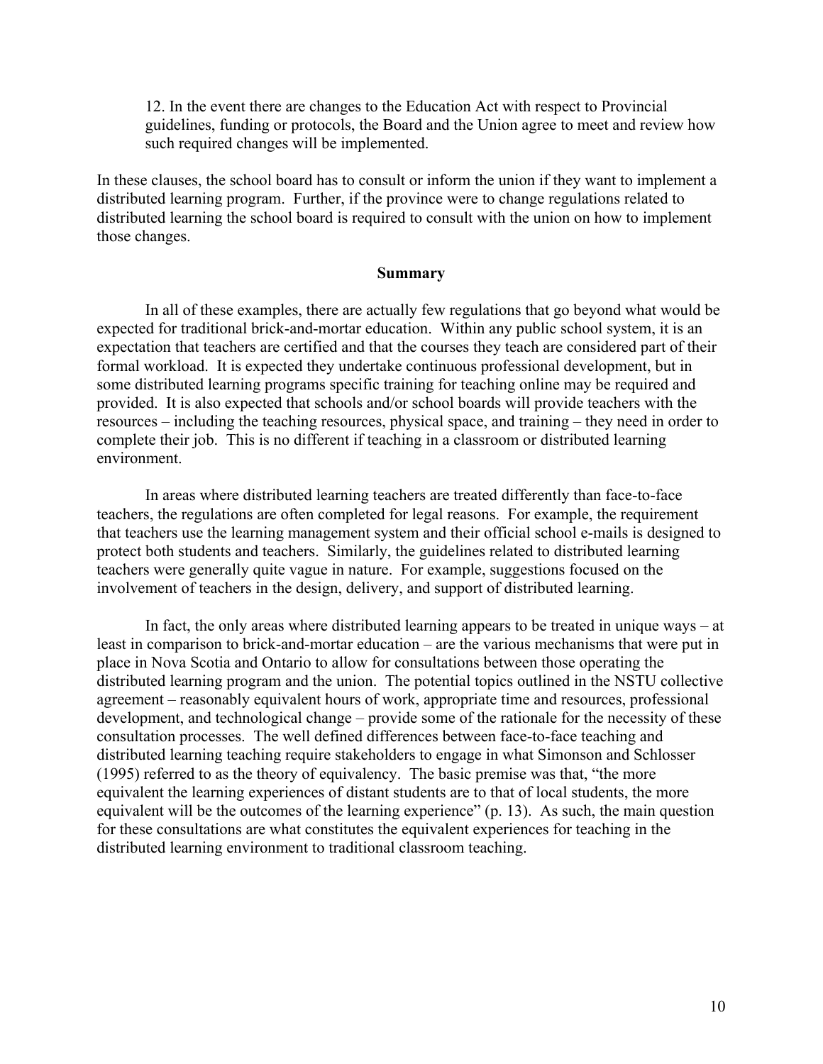> 12. In the event there are changes to the Education Act with respect to Provincial guidelines, funding or protocols, the Board and the Union agree to meet and review how such required changes will be implemented.

In these clauses, the school board has to consult or inform the union if they want to implement a distributed learning program. Further, if the province were to change regulations related to distributed learning the school board is required to consult with the union on how to implement those changes.

## Summary

In all of these examples, there are actually few regulations that go beyond what would be expected for traditional brick-and-mortar education. Within any public school system, it is an expectation that teachers are certified and that the courses they teach are considered part of their formal workload. It is expected they undertake continuous professional development, but in some distributed learning programs specific training for teaching online may be required and provided. It is also expected that schools and/or school boards will provide teachers with the resources – including the teaching resources, physical space, and training – they need in order to complete their job. This is no different if teaching in a classroom or distributed learning environment.

In areas where distributed learning teachers are treated differently than face-to-face teachers, the regulations are often completed for legal reasons. For example, the requirement that teachers use the learning management system and their official school e-mails is designed to protect both students and teachers. Similarly, the guidelines related to distributed learning teachers were generally quite vague in nature. For example, suggestions focused on the involvement of teachers in the design, delivery, and support of distributed learning.

In fact, the only areas where distributed learning appears to be treated in unique ways – at least in comparison to brick-and-mortar education – are the various mechanisms that were put in place in Nova Scotia and Ontario to allow for consultations between those operating the distributed learning program and the union. The potential topics outlined in the NSTU collective agreement – reasonably equivalent hours of work, appropriate time and resources, professional development, and technological change – provide some of the rationale for the necessity of these consultation processes. The well defined differences between face-to-face teaching and distributed learning teaching require stakeholders to engage in what Simonson and Schlosser (1995) referred to as the theory of equivalency. The basic premise was that, "the more equivalent the learning experiences of distant students are to that of local students, the more equivalent will be the outcomes of the learning experience" (p. 13). As such, the main question for these consultations are what constitutes the equivalent experiences for teaching in the distributed learning environment to traditional classroom teaching.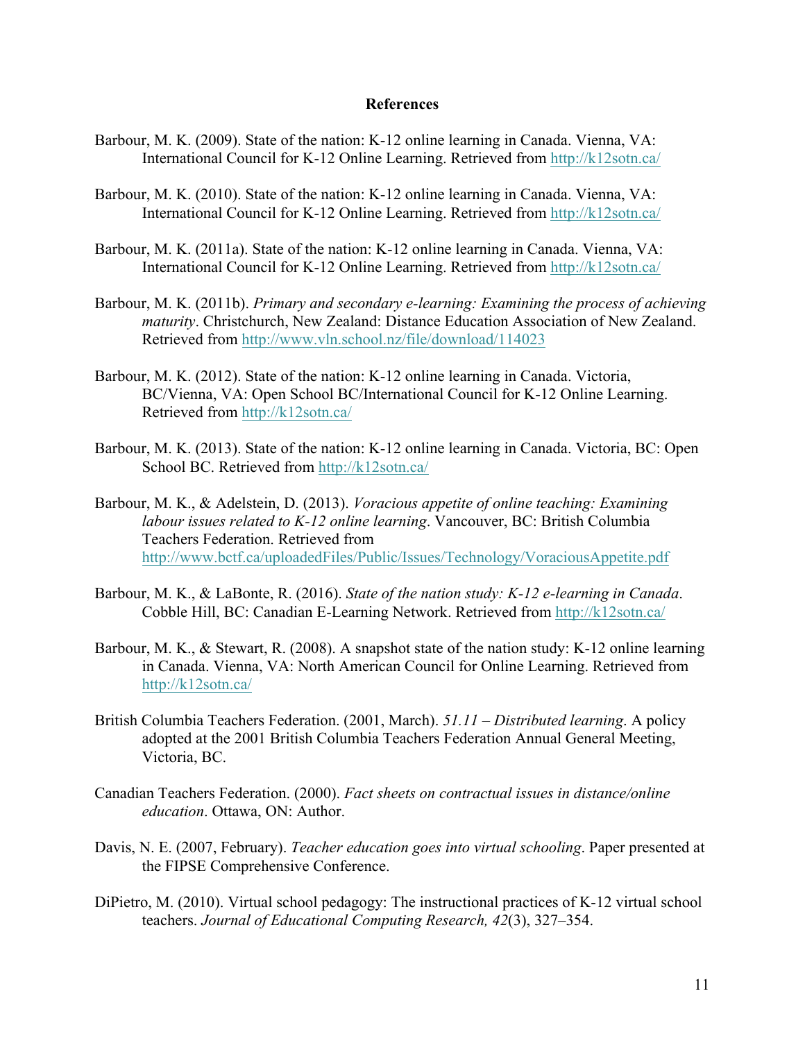## References

Barbour, M. K. (2009). State of the nation: K-12 online learning in Canada. Vienna, VA: International Council for K-12 Online Learning. Retrieved from http://k12sotn.ca/

Barbour, M. K. (2010). State of the nation: K-12 online learning in Canada. Vienna, VA: International Council for K-12 Online Learning. Retrieved from http://k12sotn.ca/

Barbour, M. K. (2011a). State of the nation: K-12 online learning in Canada. Vienna, VA: International Council for K-12 Online Learning. Retrieved from http://k12sotn.ca/

Barbour, M. K. (2011b). *Primary and secondary e-learning: Examining the process of achieving maturity*. Christchurch, New Zealand: Distance Education Association of New Zealand. Retrieved from http://www.vln.school.nz/file/download/114023

Barbour, M. K. (2012). State of the nation: K-12 online learning in Canada. Victoria, BC/Vienna, VA: Open School BC/International Council for K-12 Online Learning. Retrieved from http://k12sotn.ca/

Barbour, M. K. (2013). State of the nation: K-12 online learning in Canada. Victoria, BC: Open School BC. Retrieved from http://k12sotn.ca/

Barbour, M. K., & Adelstein, D. (2013). *Voracious appetite of online teaching: Examining labour issues related to K-12 online learning*. Vancouver, BC: British Columbia Teachers Federation. Retrieved from http://www.bctf.ca/uploadedFiles/Public/Issues/Technology/VoraciousAppetite.pdf

Barbour, M. K., & LaBonte, R. (2016). *State of the nation study: K-12 e-learning in Canada*. Cobble Hill, BC: Canadian E-Learning Network. Retrieved from http://k12sotn.ca/

Barbour, M. K., & Stewart, R. (2008). A snapshot state of the nation study: K-12 online learning in Canada. Vienna, VA: North American Council for Online Learning. Retrieved from http://k12sotn.ca/

British Columbia Teachers Federation. (2001, March). *51.11 – Distributed learning*. A policy adopted at the 2001 British Columbia Teachers Federation Annual General Meeting, Victoria, BC.

Canadian Teachers Federation. (2000). *Fact sheets on contractual issues in distance/online education*. Ottawa, ON: Author.

Davis, N. E. (2007, February). *Teacher education goes into virtual schooling*. Paper presented at the FIPSE Comprehensive Conference.

DiPietro, M. (2010). Virtual school pedagogy: The instructional practices of K-12 virtual school teachers. *Journal of Educational Computing Research, 42*(3), 327–354.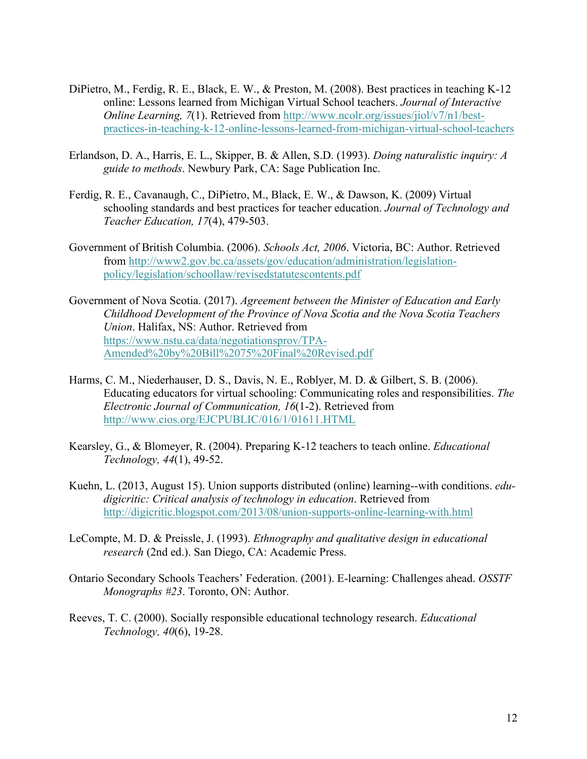DiPietro, M., Ferdig, R. E., Black, E. W., & Preston, M. (2008). Best practices in teaching K-12 online: Lessons learned from Michigan Virtual School teachers. *Journal of Interactive Online Learning, 7*(1). Retrieved from http://www.ncolr.org/issues/jiol/v7/n1/best-practices-in-teaching-k-12-online-lessons-learned-from-michigan-virtual-school-teachers

Erlandson, D. A., Harris, E. L., Skipper, B. & Allen, S.D. (1993). *Doing naturalistic inquiry: A guide to methods*. Newbury Park, CA: Sage Publication Inc.

Ferdig, R. E., Cavanaugh, C., DiPietro, M., Black, E. W., & Dawson, K. (2009) Virtual schooling standards and best practices for teacher education. *Journal of Technology and Teacher Education, 17*(4), 479-503.

Government of British Columbia. (2006). *Schools Act, 2006*. Victoria, BC: Author. Retrieved from http://www2.gov.bc.ca/assets/gov/education/administration/legislation-policy/legislation/schoollaw/revisedstatutescontents.pdf

Government of Nova Scotia. (2017). *Agreement between the Minister of Education and Early Childhood Development of the Province of Nova Scotia and the Nova Scotia Teachers Union*. Halifax, NS: Author. Retrieved from https://www.nstu.ca/data/negotiationsprov/TPA-Amended%20by%20Bill%2075%20Final%20Revised.pdf

Harms, C. M., Niederhauser, D. S., Davis, N. E., Roblyer, M. D. & Gilbert, S. B. (2006). Educating educators for virtual schooling: Communicating roles and responsibilities. *The Electronic Journal of Communication, 16*(1-2). Retrieved from http://www.cios.org/EJCPUBLIC/016/1/01611.HTML

Kearsley, G., & Blomeyer, R. (2004). Preparing K-12 teachers to teach online. *Educational Technology, 44*(1), 49-52.

Kuehn, L. (2013, August 15). Union supports distributed (online) learning--with conditions. *edu-digicritic: Critical analysis of technology in education*. Retrieved from http://digicritic.blogspot.com/2013/08/union-supports-online-learning-with.html

LeCompte, M. D. & Preissle, J. (1993). *Ethnography and qualitative design in educational research* (2nd ed.). San Diego, CA: Academic Press.

Ontario Secondary Schools Teachers' Federation. (2001). E-learning: Challenges ahead. *OSSTF Monographs #23*. Toronto, ON: Author.

Reeves, T. C. (2000). Socially responsible educational technology research. *Educational Technology, 40*(6), 19-28.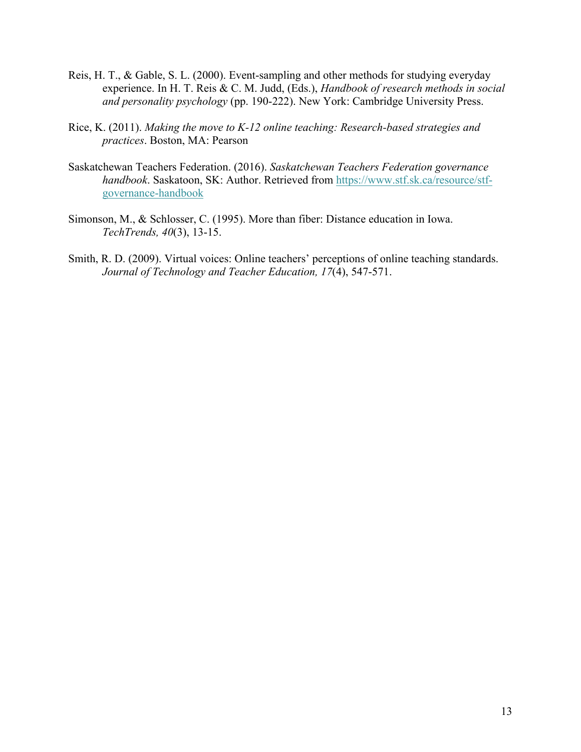Reis, H. T., & Gable, S. L. (2000). Event-sampling and other methods for studying everyday experience. In H. T. Reis & C. M. Judd, (Eds.), *Handbook of research methods in social and personality psychology* (pp. 190-222). New York: Cambridge University Press.

Rice, K. (2011). *Making the move to K-12 online teaching: Research-based strategies and practices*. Boston, MA: Pearson

Saskatchewan Teachers Federation. (2016). *Saskatchewan Teachers Federation governance handbook*. Saskatoon, SK: Author. Retrieved from https://www.stf.sk.ca/resource/stf-governance-handbook

Simonson, M., & Schlosser, C. (1995). More than fiber: Distance education in Iowa. *TechTrends, 40*(3), 13-15.

Smith, R. D. (2009). Virtual voices: Online teachers' perceptions of online teaching standards. *Journal of Technology and Teacher Education, 17*(4), 547-571.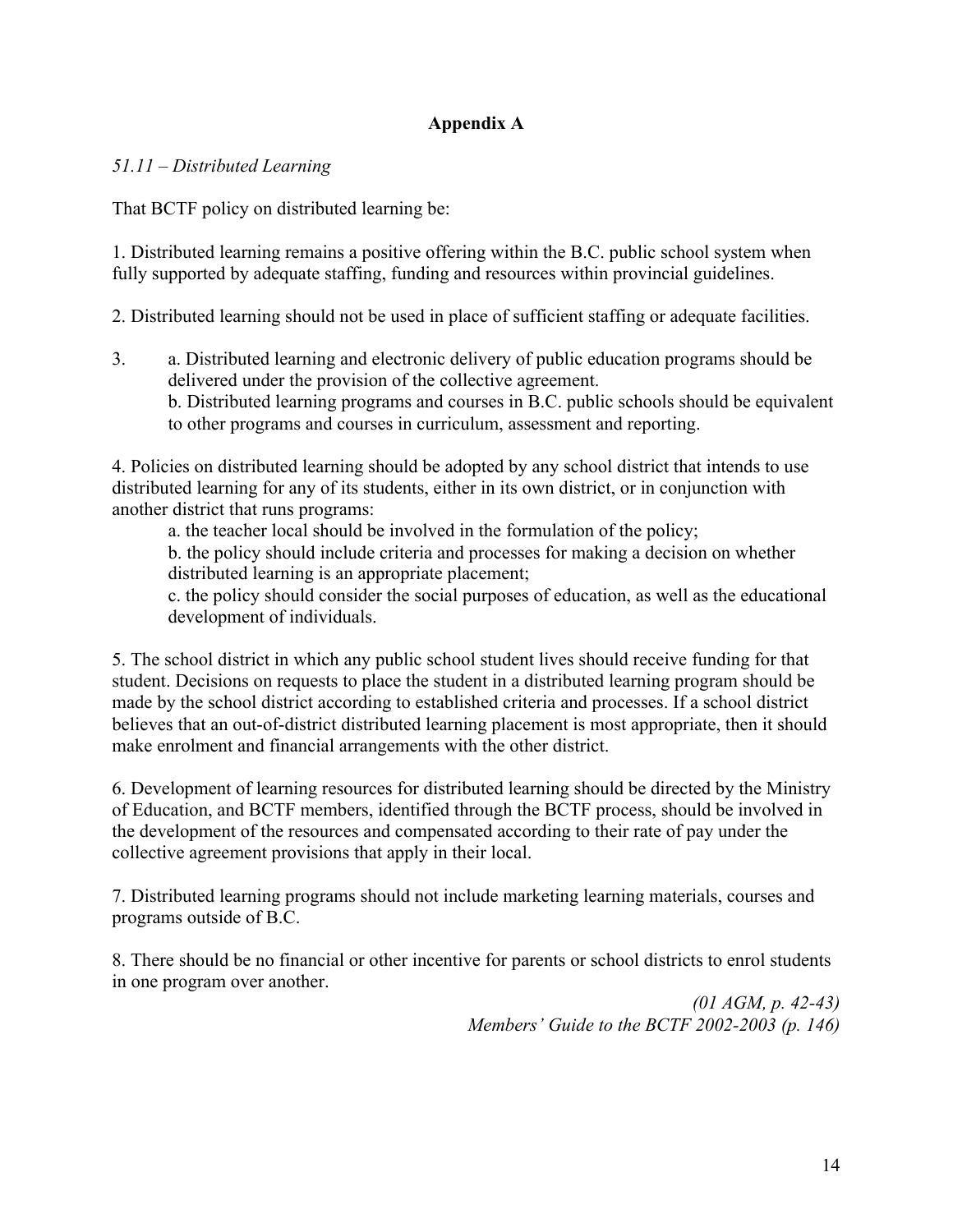## Appendix A

*51.11 – Distributed Learning*

That BCTF policy on distributed learning be:

1. Distributed learning remains a positive offering within the B.C. public school system when fully supported by adequate staffing, funding and resources within provincial guidelines.

2. Distributed learning should not be used in place of sufficient staffing or adequate facilities.

3. a. Distributed learning and electronic delivery of public education programs should be delivered under the provision of the collective agreement.
   b. Distributed learning programs and courses in B.C. public schools should be equivalent to other programs and courses in curriculum, assessment and reporting.

4. Policies on distributed learning should be adopted by any school district that intends to use distributed learning for any of its students, either in its own district, or in conjunction with another district that runs programs:
   a. the teacher local should be involved in the formulation of the policy;
   b. the policy should include criteria and processes for making a decision on whether distributed learning is an appropriate placement;
   c. the policy should consider the social purposes of education, as well as the educational development of individuals.

5. The school district in which any public school student lives should receive funding for that student. Decisions on requests to place the student in a distributed learning program should be made by the school district according to established criteria and processes. If a school district believes that an out-of-district distributed learning placement is most appropriate, then it should make enrolment and financial arrangements with the other district.

6. Development of learning resources for distributed learning should be directed by the Ministry of Education, and BCTF members, identified through the BCTF process, should be involved in the development of the resources and compensated according to their rate of pay under the collective agreement provisions that apply in their local.

7. Distributed learning programs should not include marketing learning materials, courses and programs outside of B.C.

8. There should be no financial or other incentive for parents or school districts to enrol students in one program over another.

*(01 AGM, p. 42-43)*
*Members' Guide to the BCTF 2002-2003 (p. 146)*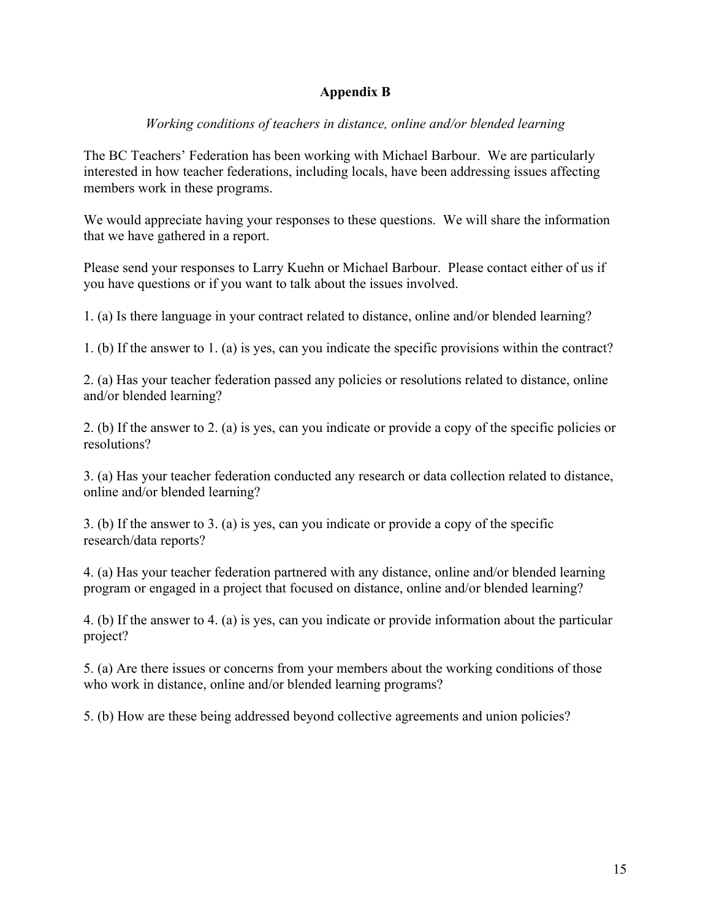# Appendix B

*Working conditions of teachers in distance, online and/or blended learning*

The BC Teachers' Federation has been working with Michael Barbour. We are particularly interested in how teacher federations, including locals, have been addressing issues affecting members work in these programs.

We would appreciate having your responses to these questions. We will share the information that we have gathered in a report.

Please send your responses to Larry Kuehn or Michael Barbour. Please contact either of us if you have questions or if you want to talk about the issues involved.

1. (a) Is there language in your contract related to distance, online and/or blended learning?

1. (b) If the answer to 1. (a) is yes, can you indicate the specific provisions within the contract?

2. (a) Has your teacher federation passed any policies or resolutions related to distance, online and/or blended learning?

2. (b) If the answer to 2. (a) is yes, can you indicate or provide a copy of the specific policies or resolutions?

3. (a) Has your teacher federation conducted any research or data collection related to distance, online and/or blended learning?

3. (b) If the answer to 3. (a) is yes, can you indicate or provide a copy of the specific research/data reports?

4. (a) Has your teacher federation partnered with any distance, online and/or blended learning program or engaged in a project that focused on distance, online and/or blended learning?

4. (b) If the answer to 4. (a) is yes, can you indicate or provide information about the particular project?

5. (a) Are there issues or concerns from your members about the working conditions of those who work in distance, online and/or blended learning programs?

5. (b) How are these being addressed beyond collective agreements and union policies?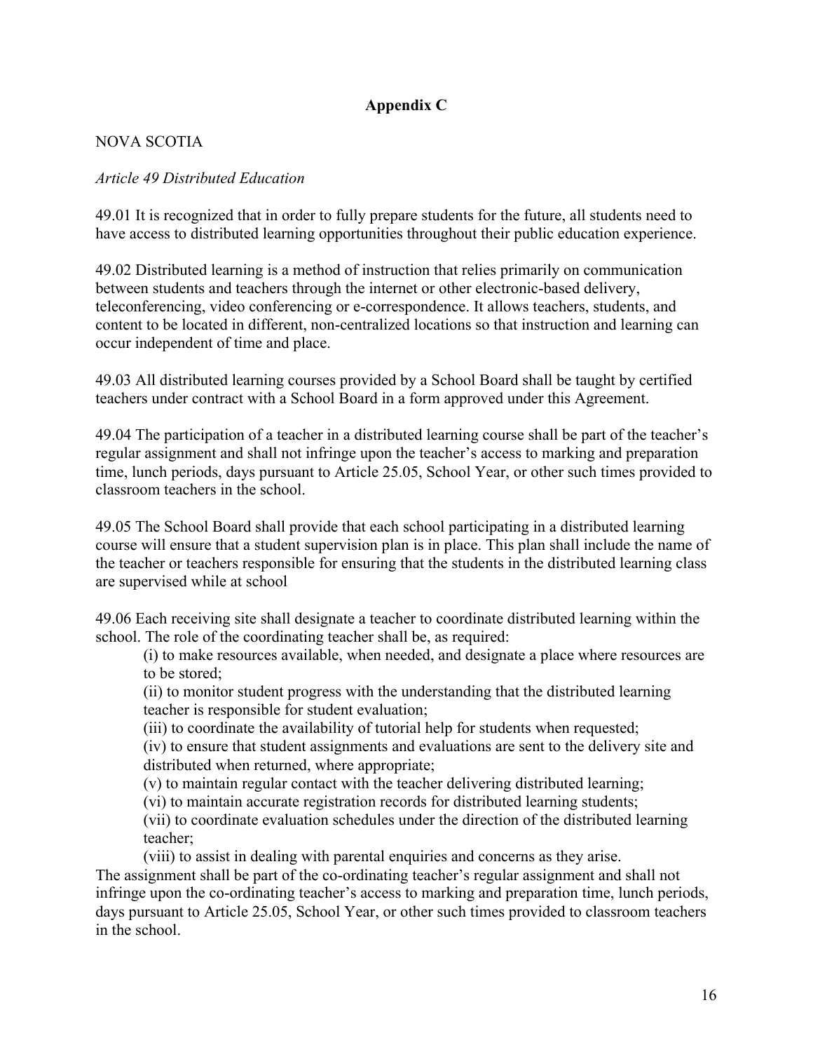## Appendix C

NOVA SCOTIA

*Article 49 Distributed Education*

49.01 It is recognized that in order to fully prepare students for the future, all students need to have access to distributed learning opportunities throughout their public education experience.

49.02 Distributed learning is a method of instruction that relies primarily on communication between students and teachers through the internet or other electronic-based delivery, teleconferencing, video conferencing or e-correspondence. It allows teachers, students, and content to be located in different, non-centralized locations so that instruction and learning can occur independent of time and place.

49.03 All distributed learning courses provided by a School Board shall be taught by certified teachers under contract with a School Board in a form approved under this Agreement.

49.04 The participation of a teacher in a distributed learning course shall be part of the teacher's regular assignment and shall not infringe upon the teacher's access to marking and preparation time, lunch periods, days pursuant to Article 25.05, School Year, or other such times provided to classroom teachers in the school.

49.05 The School Board shall provide that each school participating in a distributed learning course will ensure that a student supervision plan is in place. This plan shall include the name of the teacher or teachers responsible for ensuring that the students in the distributed learning class are supervised while at school

49.06 Each receiving site shall designate a teacher to coordinate distributed learning within the school. The role of the coordinating teacher shall be, as required:

(i) to make resources available, when needed, and designate a place where resources are to be stored;

(ii) to monitor student progress with the understanding that the distributed learning teacher is responsible for student evaluation;

(iii) to coordinate the availability of tutorial help for students when requested;

(iv) to ensure that student assignments and evaluations are sent to the delivery site and distributed when returned, where appropriate;

(v) to maintain regular contact with the teacher delivering distributed learning;

(vi) to maintain accurate registration records for distributed learning students;

(vii) to coordinate evaluation schedules under the direction of the distributed learning teacher;

(viii) to assist in dealing with parental enquiries and concerns as they arise.

The assignment shall be part of the co-ordinating teacher's regular assignment and shall not infringe upon the co-ordinating teacher's access to marking and preparation time, lunch periods, days pursuant to Article 25.05, School Year, or other such times provided to classroom teachers in the school.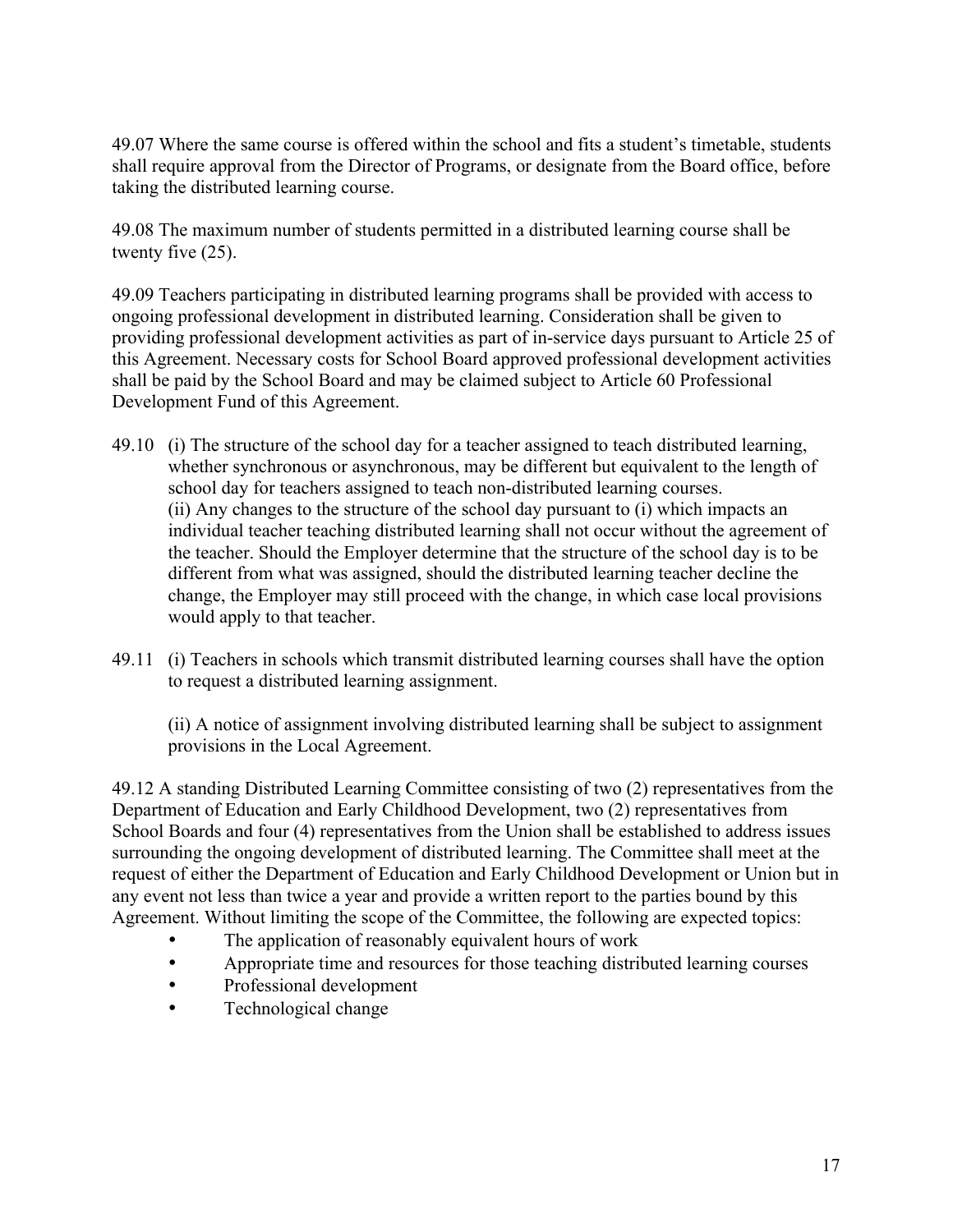49.07 Where the same course is offered within the school and fits a student's timetable, students shall require approval from the Director of Programs, or designate from the Board office, before taking the distributed learning course.

49.08 The maximum number of students permitted in a distributed learning course shall be twenty five (25).

49.09 Teachers participating in distributed learning programs shall be provided with access to ongoing professional development in distributed learning. Consideration shall be given to providing professional development activities as part of in-service days pursuant to Article 25 of this Agreement. Necessary costs for School Board approved professional development activities shall be paid by the School Board and may be claimed subject to Article 60 Professional Development Fund of this Agreement.

49.10 (i) The structure of the school day for a teacher assigned to teach distributed learning, whether synchronous or asynchronous, may be different but equivalent to the length of school day for teachers assigned to teach non-distributed learning courses.
(ii) Any changes to the structure of the school day pursuant to (i) which impacts an individual teacher teaching distributed learning shall not occur without the agreement of the teacher. Should the Employer determine that the structure of the school day is to be different from what was assigned, should the distributed learning teacher decline the change, the Employer may still proceed with the change, in which case local provisions would apply to that teacher.

49.11 (i) Teachers in schools which transmit distributed learning courses shall have the option to request a distributed learning assignment.

(ii) A notice of assignment involving distributed learning shall be subject to assignment provisions in the Local Agreement.

49.12 A standing Distributed Learning Committee consisting of two (2) representatives from the Department of Education and Early Childhood Development, two (2) representatives from School Boards and four (4) representatives from the Union shall be established to address issues surrounding the ongoing development of distributed learning. The Committee shall meet at the request of either the Department of Education and Early Childhood Development or Union but in any event not less than twice a year and provide a written report to the parties bound by this Agreement. Without limiting the scope of the Committee, the following are expected topics:

- The application of reasonably equivalent hours of work
- Appropriate time and resources for those teaching distributed learning courses
- Professional development
- Technological change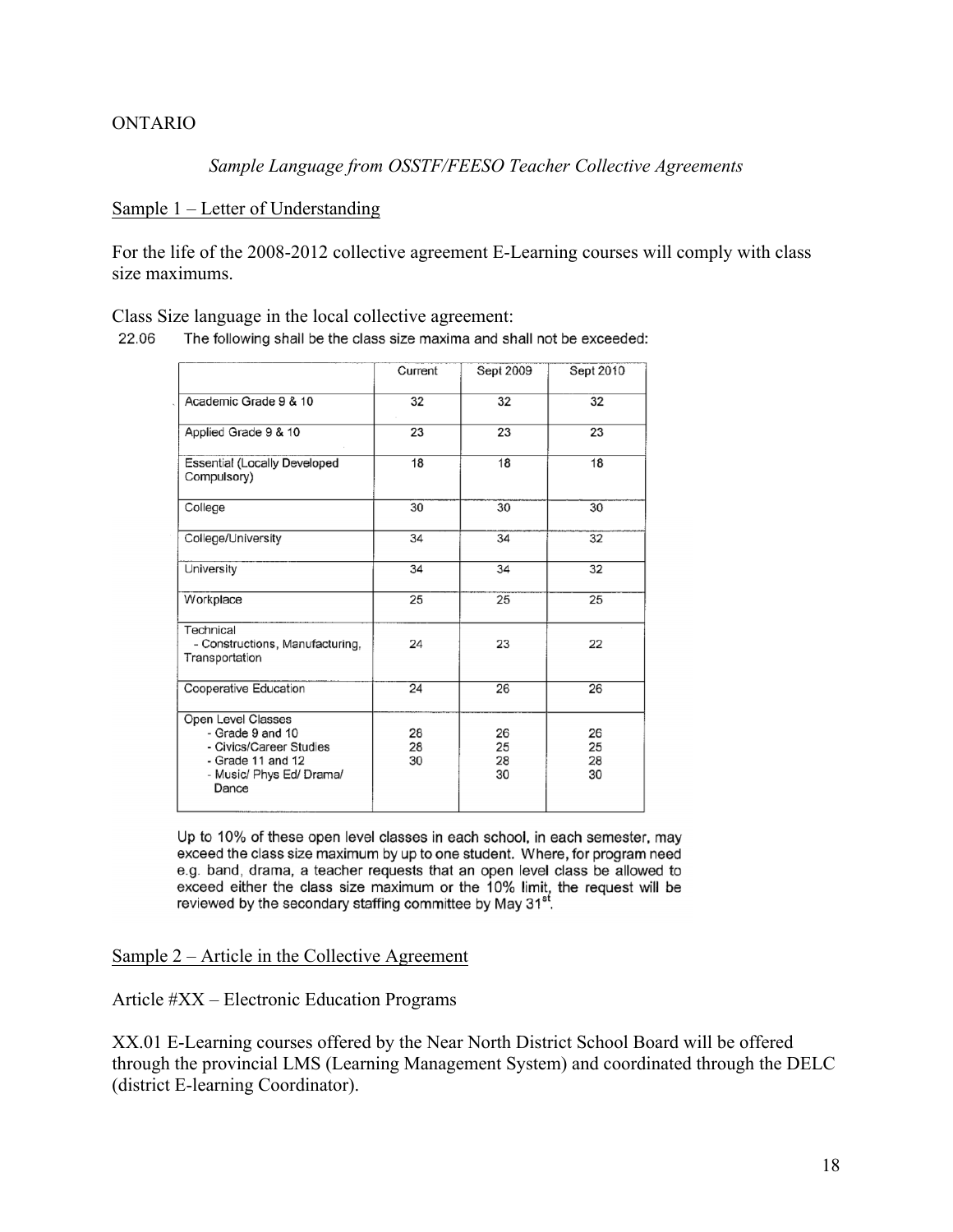ONTARIO

*Sample Language from OSSTF/FEESO Teacher Collective Agreements*

Sample 1 – Letter of Understanding

For the life of the 2008-2012 collective agreement E-Learning courses will comply with class size maximums.

Class Size language in the local collective agreement:

22.06 The following shall be the class size maxima and shall not be exceeded:

| | Current | Sept 2009 | Sept 2010 |
|---|---|---|---|
| Academic Grade 9 & 10 | 32 | 32 | 32 |
| Applied Grade 9 & 10 | 23 | 23 | 23 |
| Essential (Locally Developed Compulsory) | 18 | 18 | 18 |
| College | 30 | 30 | 30 |
| College/University | 34 | 34 | 32 |
| University | 34 | 34 | 32 |
| Workplace | 25 | 25 | 25 |
| Technical - Constructions, Manufacturing, Transportation | 24 | 23 | 22 |
| Cooperative Education | 24 | 26 | 26 |
| Open Level Classes<br>- Grade 9 and 10<br>- Civics/Career Studies<br>- Grade 11 and 12<br>- Music/ Phys Ed/ Drama/ Dance | <br>26<br>28<br>30 | <br>26<br>25<br>28<br>30 | <br>26<br>25<br>28<br>30 |

Up to 10% of these open level classes in each school, in each semester, may exceed the class size maximum by up to one student. Where, for program need e.g. band, drama, a teacher requests that an open level class be allowed to exceed either the class size maximum or the 10% limit, the request will be reviewed by the secondary staffing committee by May 31st.

Sample 2 – Article in the Collective Agreement

Article #XX – Electronic Education Programs

XX.01 E-Learning courses offered by the Near North District School Board will be offered through the provincial LMS (Learning Management System) and coordinated through the DELC (district E-learning Coordinator).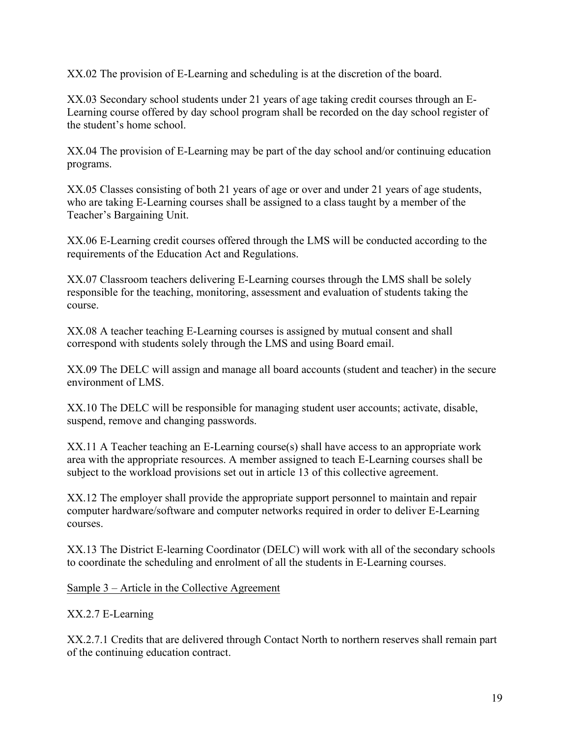XX.02 The provision of E-Learning and scheduling is at the discretion of the board.

XX.03 Secondary school students under 21 years of age taking credit courses through an E-Learning course offered by day school program shall be recorded on the day school register of the student's home school.

XX.04 The provision of E-Learning may be part of the day school and/or continuing education programs.

XX.05 Classes consisting of both 21 years of age or over and under 21 years of age students, who are taking E-Learning courses shall be assigned to a class taught by a member of the Teacher's Bargaining Unit.

XX.06 E-Learning credit courses offered through the LMS will be conducted according to the requirements of the Education Act and Regulations.

XX.07 Classroom teachers delivering E-Learning courses through the LMS shall be solely responsible for the teaching, monitoring, assessment and evaluation of students taking the course.

XX.08 A teacher teaching E-Learning courses is assigned by mutual consent and shall correspond with students solely through the LMS and using Board email.

XX.09 The DELC will assign and manage all board accounts (student and teacher) in the secure environment of LMS.

XX.10 The DELC will be responsible for managing student user accounts; activate, disable, suspend, remove and changing passwords.

XX.11 A Teacher teaching an E-Learning course(s) shall have access to an appropriate work area with the appropriate resources. A member assigned to teach E-Learning courses shall be subject to the workload provisions set out in article 13 of this collective agreement.

XX.12 The employer shall provide the appropriate support personnel to maintain and repair computer hardware/software and computer networks required in order to deliver E-Learning courses.

XX.13 The District E-learning Coordinator (DELC) will work with all of the secondary schools to coordinate the scheduling and enrolment of all the students in E-Learning courses.

<u>Sample 3 – Article in the Collective Agreement</u>

XX.2.7 E-Learning

XX.2.7.1 Credits that are delivered through Contact North to northern reserves shall remain part of the continuing education contract.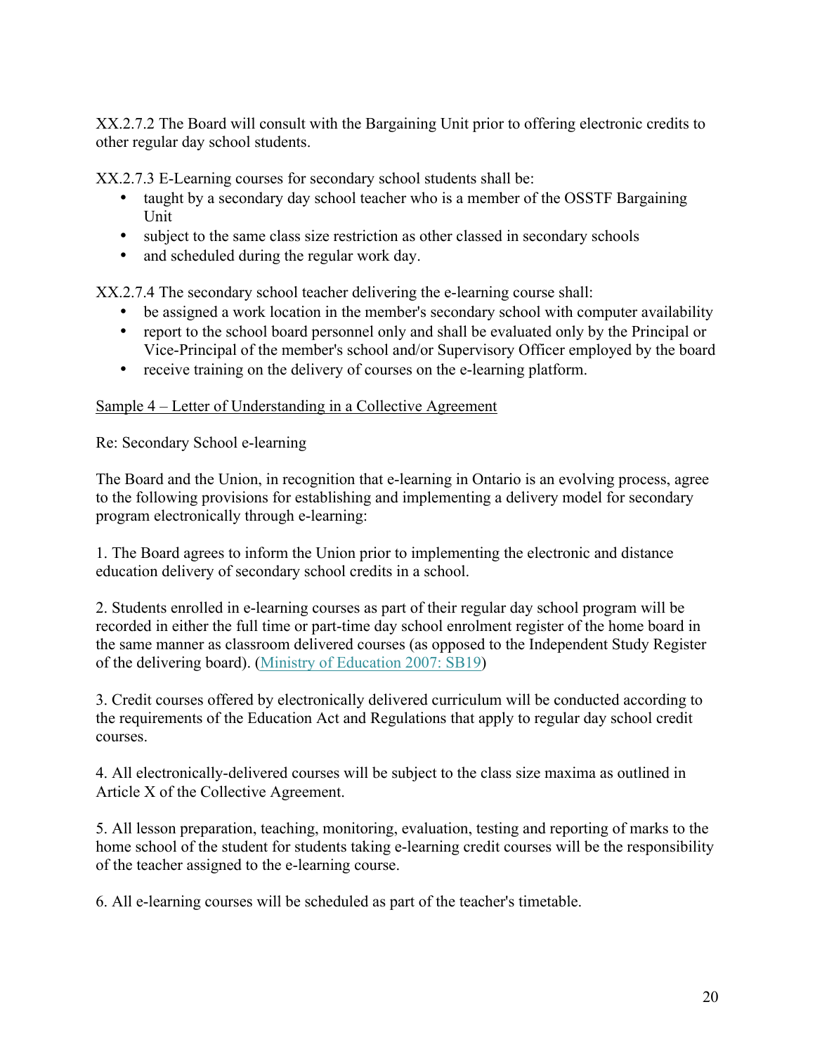XX.2.7.2 The Board will consult with the Bargaining Unit prior to offering electronic credits to other regular day school students.

XX.2.7.3 E-Learning courses for secondary school students shall be:

- taught by a secondary day school teacher who is a member of the OSSTF Bargaining Unit
- subject to the same class size restriction as other classed in secondary schools
- and scheduled during the regular work day.

XX.2.7.4 The secondary school teacher delivering the e-learning course shall:

- be assigned a work location in the member's secondary school with computer availability
- report to the school board personnel only and shall be evaluated only by the Principal or Vice-Principal of the member's school and/or Supervisory Officer employed by the board
- receive training on the delivery of courses on the e-learning platform.

<u>Sample 4 – Letter of Understanding in a Collective Agreement</u>

Re: Secondary School e-learning

The Board and the Union, in recognition that e-learning in Ontario is an evolving process, agree to the following provisions for establishing and implementing a delivery model for secondary program electronically through e-learning:

1. The Board agrees to inform the Union prior to implementing the electronic and distance education delivery of secondary school credits in a school.

2. Students enrolled in e-learning courses as part of their regular day school program will be recorded in either the full time or part-time day school enrolment register of the home board in the same manner as classroom delivered courses (as opposed to the Independent Study Register of the delivering board). (Ministry of Education 2007: SB19)

3. Credit courses offered by electronically delivered curriculum will be conducted according to the requirements of the Education Act and Regulations that apply to regular day school credit courses.

4. All electronically-delivered courses will be subject to the class size maxima as outlined in Article X of the Collective Agreement.

5. All lesson preparation, teaching, monitoring, evaluation, testing and reporting of marks to the home school of the student for students taking e-learning credit courses will be the responsibility of the teacher assigned to the e-learning course.

6. All e-learning courses will be scheduled as part of the teacher's timetable.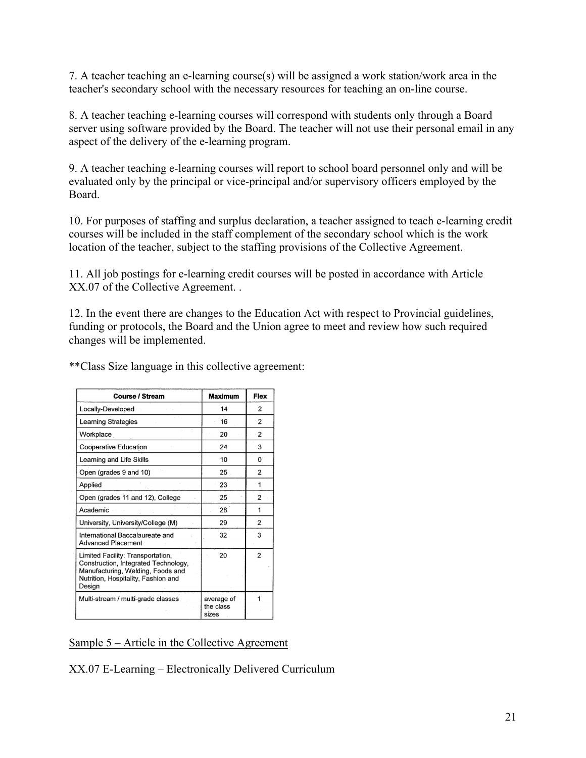7. A teacher teaching an e-learning course(s) will be assigned a work station/work area in the teacher's secondary school with the necessary resources for teaching an on-line course.

8. A teacher teaching e-learning courses will correspond with students only through a Board server using software provided by the Board. The teacher will not use their personal email in any aspect of the delivery of the e-learning program.

9. A teacher teaching e-learning courses will report to school board personnel only and will be evaluated only by the principal or vice-principal and/or supervisory officers employed by the Board.

10. For purposes of staffing and surplus declaration, a teacher assigned to teach e-learning credit courses will be included in the staff complement of the secondary school which is the work location of the teacher, subject to the staffing provisions of the Collective Agreement.

11. All job postings for e-learning credit courses will be posted in accordance with Article XX.07 of the Collective Agreement. .

12. In the event there are changes to the Education Act with respect to Provincial guidelines, funding or protocols, the Board and the Union agree to meet and review how such required changes will be implemented.

**Class Size language in this collective agreement:

| Course / Stream | Maximum | Flex |
|---|---|---|
| Locally-Developed | 14 | 2 |
| Learning Strategies | 16 | 2 |
| Workplace | 20 | 2 |
| Cooperative Education | 24 | 3 |
| Learning and Life Skills | 10 | 0 |
| Open (grades 9 and 10) | 25 | 2 |
| Applied | 23 | 1 |
| Open (grades 11 and 12), College | 25 | 2 |
| Academic | 28 | 1 |
| University, University/College (M) | 29 | 2 |
| International Baccalaureate and Advanced Placement | 32 | 3 |
| Limited Facility: Transportation, Construction, Integrated Technology, Manufacturing, Welding, Foods and Nutrition, Hospitality, Fashion and Design | 20 | 2 |
| Multi-stream / multi-grade classes | average of the class sizes | 1 |

<u>Sample 5 – Article in the Collective Agreement</u>

XX.07 E-Learning – Electronically Delivered Curriculum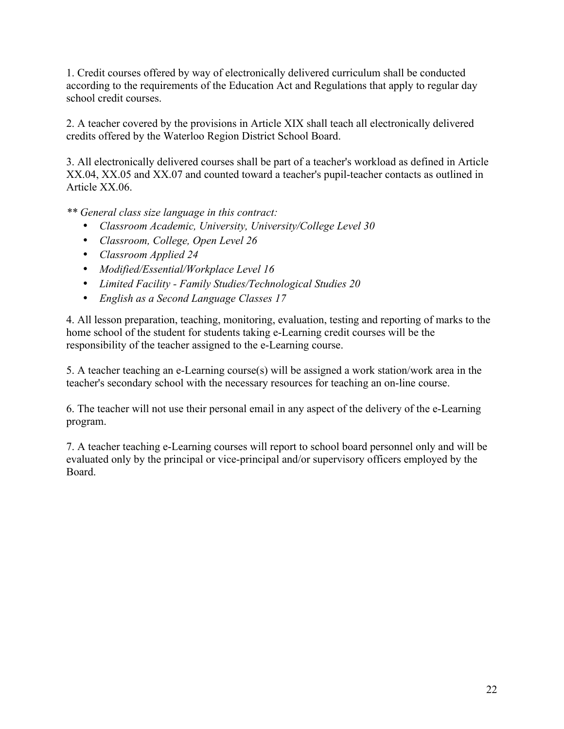1. Credit courses offered by way of electronically delivered curriculum shall be conducted according to the requirements of the Education Act and Regulations that apply to regular day school credit courses.

2. A teacher covered by the provisions in Article XIX shall teach all electronically delivered credits offered by the Waterloo Region District School Board.

3. All electronically delivered courses shall be part of a teacher's workload as defined in Article XX.04, XX.05 and XX.07 and counted toward a teacher's pupil-teacher contacts as outlined in Article XX.06.

*** General class size language in this contract:*

- *Classroom Academic, University, University/College Level 30*
- *Classroom, College, Open Level 26*
- *Classroom Applied 24*
- *Modified/Essential/Workplace Level 16*
- *Limited Facility - Family Studies/Technological Studies 20*
- *English as a Second Language Classes 17*

4. All lesson preparation, teaching, monitoring, evaluation, testing and reporting of marks to the home school of the student for students taking e-Learning credit courses will be the responsibility of the teacher assigned to the e-Learning course.

5. A teacher teaching an e-Learning course(s) will be assigned a work station/work area in the teacher's secondary school with the necessary resources for teaching an on-line course.

6. The teacher will not use their personal email in any aspect of the delivery of the e-Learning program.

7. A teacher teaching e-Learning courses will report to school board personnel only and will be evaluated only by the principal or vice-principal and/or supervisory officers employed by the Board.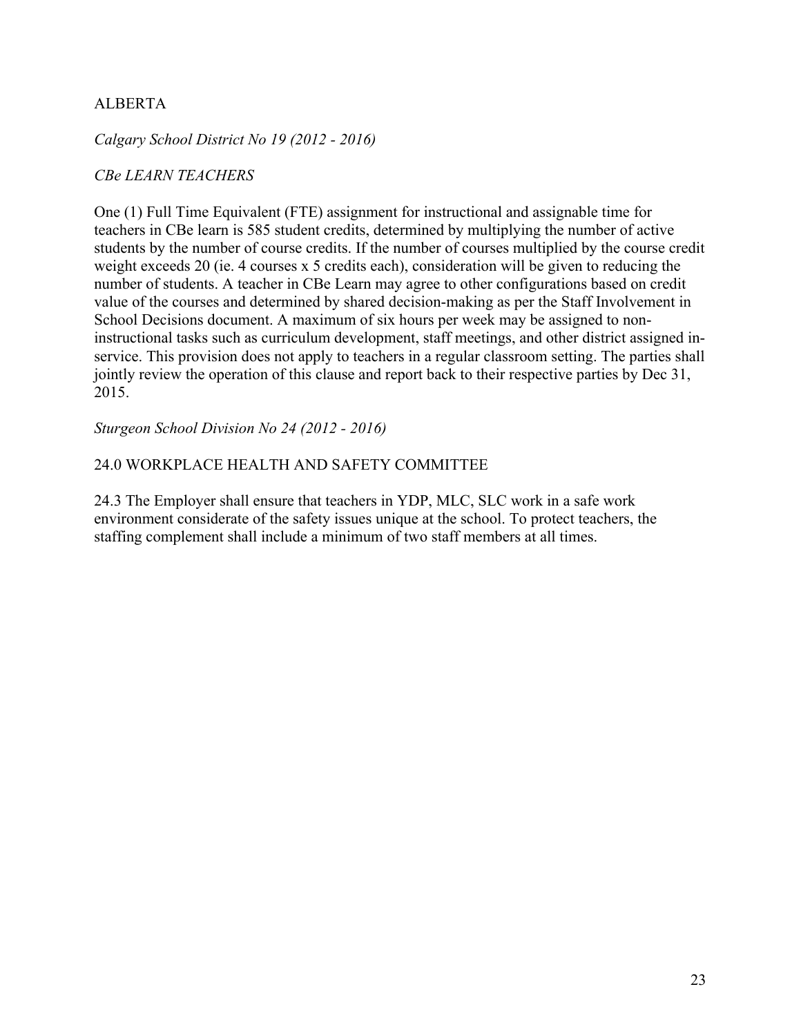ALBERTA

*Calgary School District No 19 (2012 - 2016)*

*CBe LEARN TEACHERS*

One (1) Full Time Equivalent (FTE) assignment for instructional and assignable time for teachers in CBe learn is 585 student credits, determined by multiplying the number of active students by the number of course credits. If the number of courses multiplied by the course credit weight exceeds 20 (ie. 4 courses x 5 credits each), consideration will be given to reducing the number of students. A teacher in CBe Learn may agree to other configurations based on credit value of the courses and determined by shared decision-making as per the Staff Involvement in School Decisions document. A maximum of six hours per week may be assigned to non-instructional tasks such as curriculum development, staff meetings, and other district assigned in-service. This provision does not apply to teachers in a regular classroom setting. The parties shall jointly review the operation of this clause and report back to their respective parties by Dec 31, 2015.

*Sturgeon School Division No 24 (2012 - 2016)*

24.0 WORKPLACE HEALTH AND SAFETY COMMITTEE

24.3 The Employer shall ensure that teachers in YDP, MLC, SLC work in a safe work environment considerate of the safety issues unique at the school. To protect teachers, the staffing complement shall include a minimum of two staff members at all times.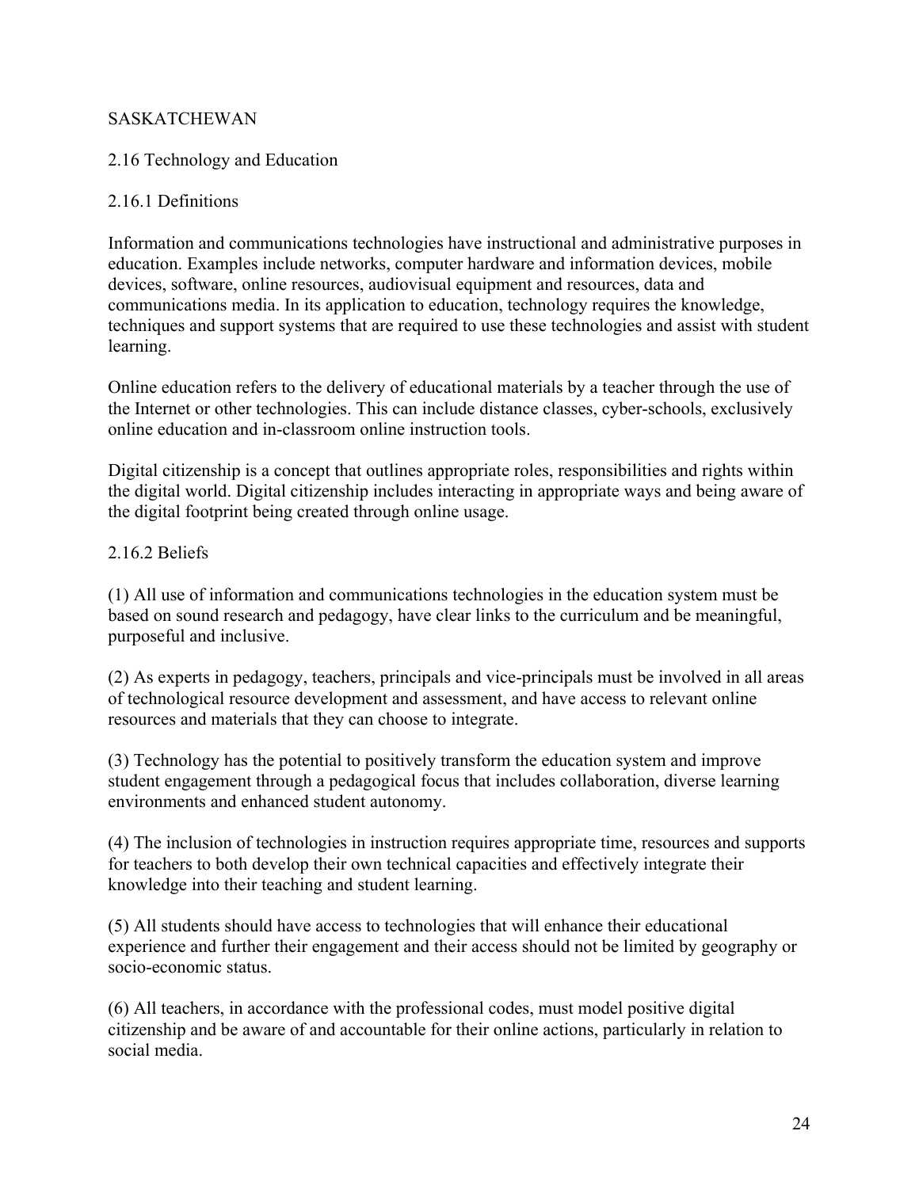SASKATCHEWAN

## 2.16 Technology and Education

### 2.16.1 Definitions

Information and communications technologies have instructional and administrative purposes in education. Examples include networks, computer hardware and information devices, mobile devices, software, online resources, audiovisual equipment and resources, data and communications media. In its application to education, technology requires the knowledge, techniques and support systems that are required to use these technologies and assist with student learning.

Online education refers to the delivery of educational materials by a teacher through the use of the Internet or other technologies. This can include distance classes, cyber-schools, exclusively online education and in-classroom online instruction tools.

Digital citizenship is a concept that outlines appropriate roles, responsibilities and rights within the digital world. Digital citizenship includes interacting in appropriate ways and being aware of the digital footprint being created through online usage.

### 2.16.2 Beliefs

(1) All use of information and communications technologies in the education system must be based on sound research and pedagogy, have clear links to the curriculum and be meaningful, purposeful and inclusive.

(2) As experts in pedagogy, teachers, principals and vice-principals must be involved in all areas of technological resource development and assessment, and have access to relevant online resources and materials that they can choose to integrate.

(3) Technology has the potential to positively transform the education system and improve student engagement through a pedagogical focus that includes collaboration, diverse learning environments and enhanced student autonomy.

(4) The inclusion of technologies in instruction requires appropriate time, resources and supports for teachers to both develop their own technical capacities and effectively integrate their knowledge into their teaching and student learning.

(5) All students should have access to technologies that will enhance their educational experience and further their engagement and their access should not be limited by geography or socio-economic status.

(6) All teachers, in accordance with the professional codes, must model positive digital citizenship and be aware of and accountable for their online actions, particularly in relation to social media.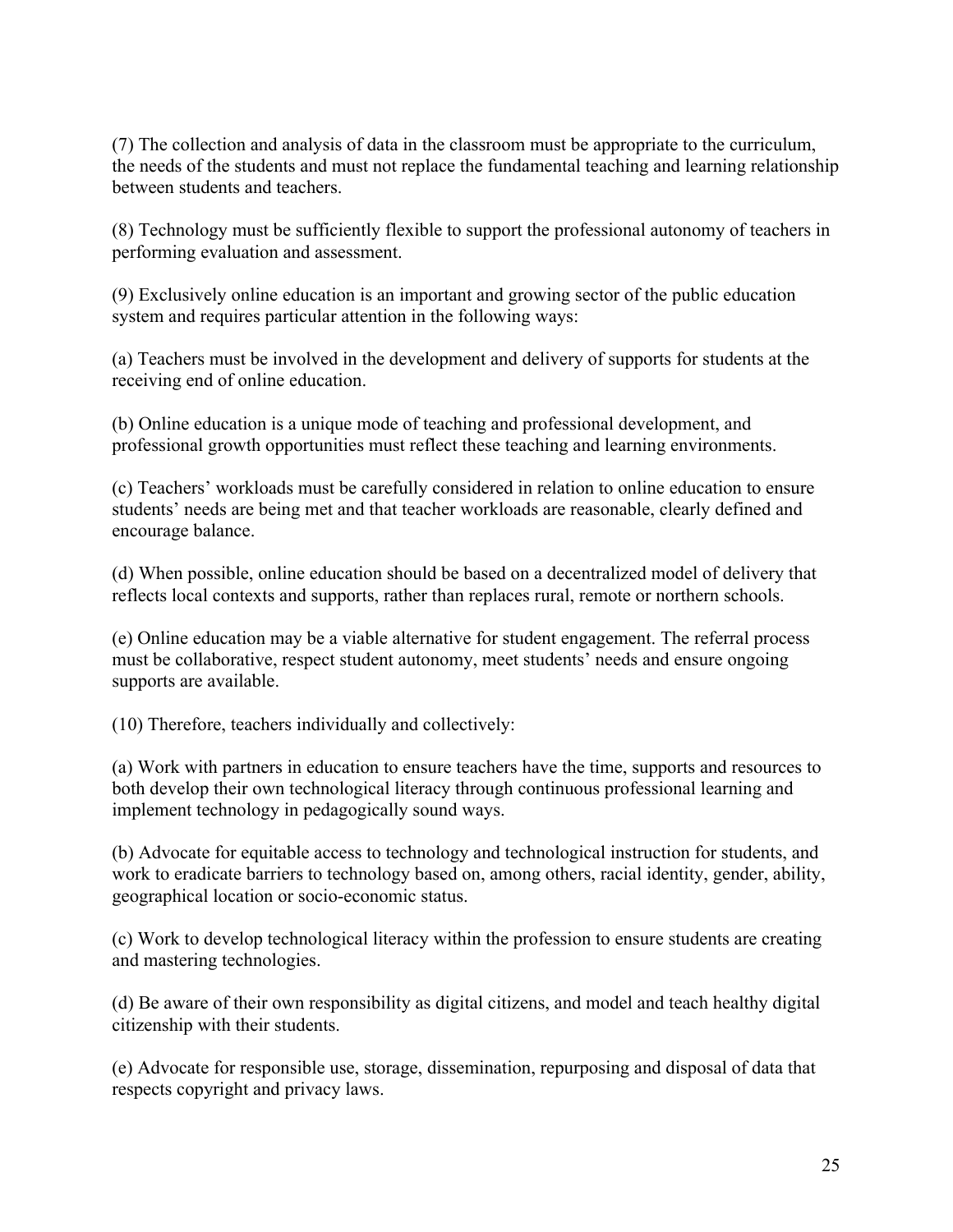(7) The collection and analysis of data in the classroom must be appropriate to the curriculum, the needs of the students and must not replace the fundamental teaching and learning relationship between students and teachers.

(8) Technology must be sufficiently flexible to support the professional autonomy of teachers in performing evaluation and assessment.

(9) Exclusively online education is an important and growing sector of the public education system and requires particular attention in the following ways:

(a) Teachers must be involved in the development and delivery of supports for students at the receiving end of online education.

(b) Online education is a unique mode of teaching and professional development, and professional growth opportunities must reflect these teaching and learning environments.

(c) Teachers' workloads must be carefully considered in relation to online education to ensure students' needs are being met and that teacher workloads are reasonable, clearly defined and encourage balance.

(d) When possible, online education should be based on a decentralized model of delivery that reflects local contexts and supports, rather than replaces rural, remote or northern schools.

(e) Online education may be a viable alternative for student engagement. The referral process must be collaborative, respect student autonomy, meet students' needs and ensure ongoing supports are available.

(10) Therefore, teachers individually and collectively:

(a) Work with partners in education to ensure teachers have the time, supports and resources to both develop their own technological literacy through continuous professional learning and implement technology in pedagogically sound ways.

(b) Advocate for equitable access to technology and technological instruction for students, and work to eradicate barriers to technology based on, among others, racial identity, gender, ability, geographical location or socio-economic status.

(c) Work to develop technological literacy within the profession to ensure students are creating and mastering technologies.

(d) Be aware of their own responsibility as digital citizens, and model and teach healthy digital citizenship with their students.

(e) Advocate for responsible use, storage, dissemination, repurposing and disposal of data that respects copyright and privacy laws.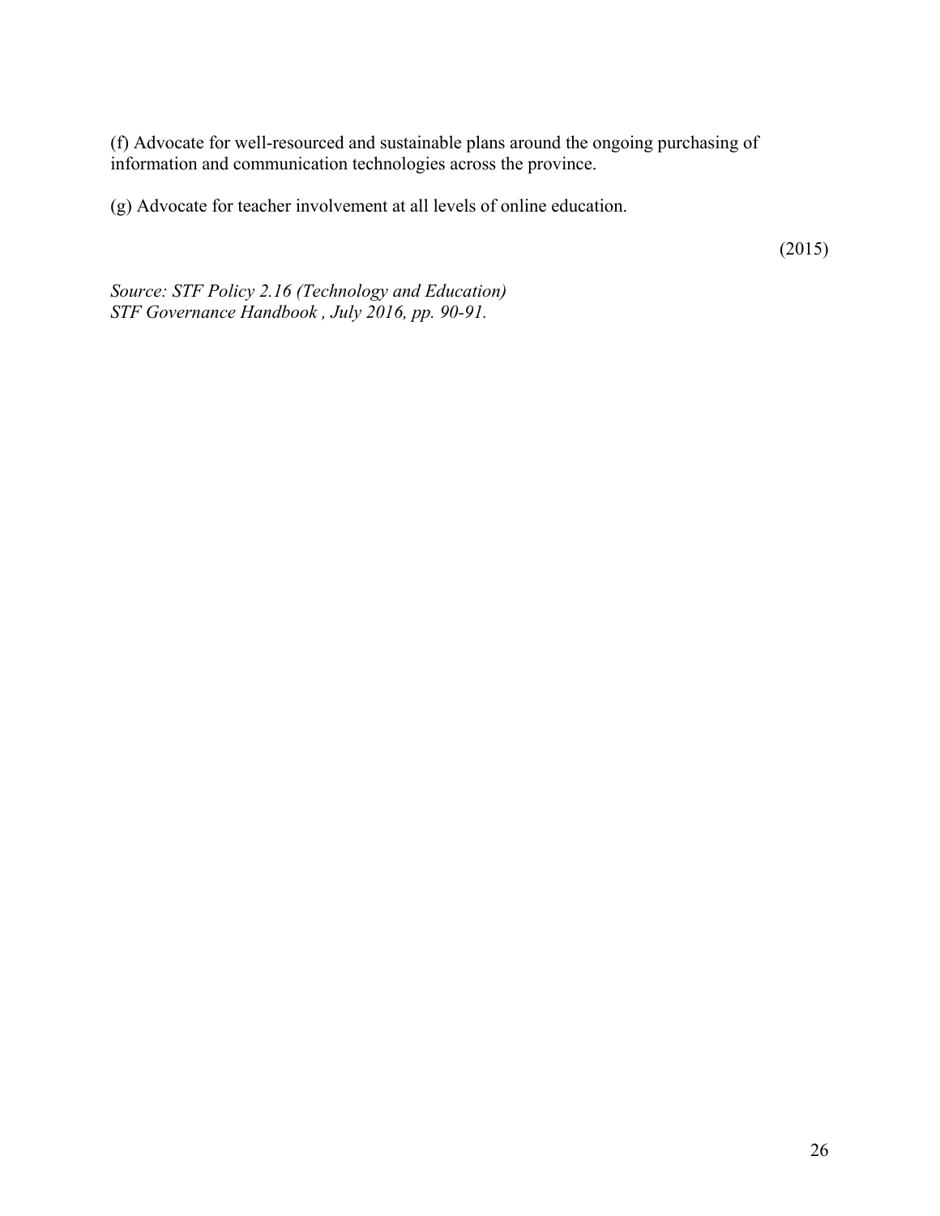(f) Advocate for well-resourced and sustainable plans around the ongoing purchasing of information and communication technologies across the province.

(g) Advocate for teacher involvement at all levels of online education.

(2015)

*Source: STF Policy 2.16 (Technology and Education)*
*STF Governance Handbook , July 2016, pp. 90-91.*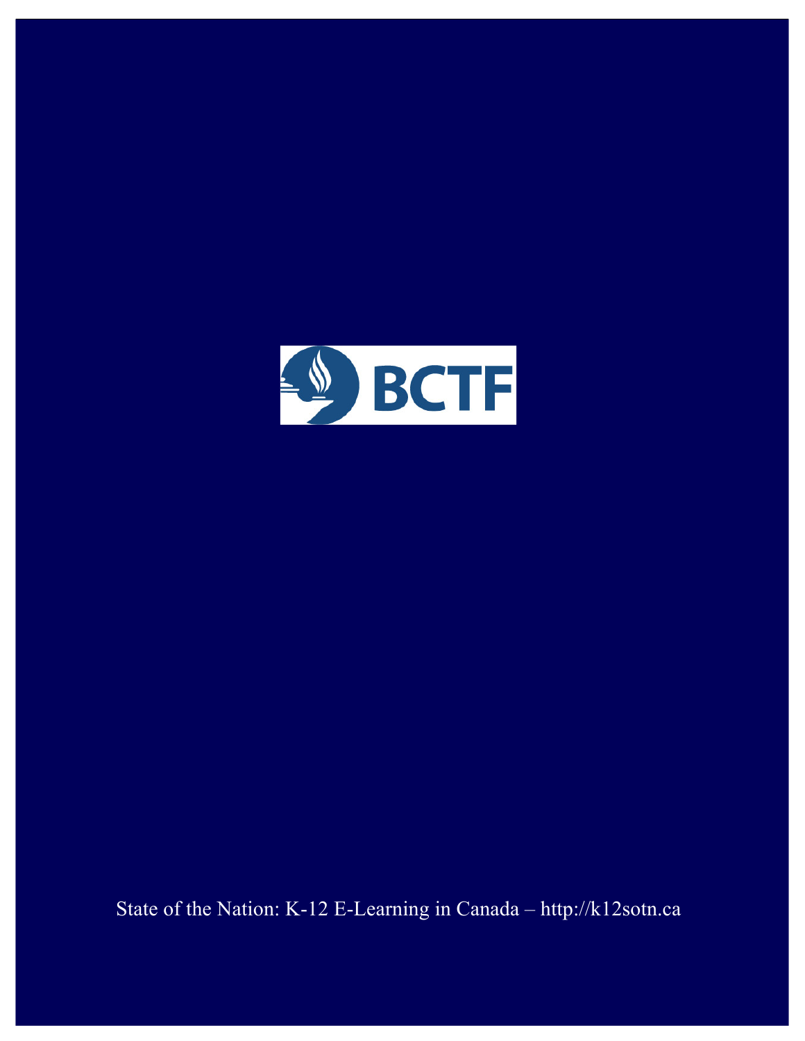BCTF

State of the Nation: K-12 E-Learning in Canada – http://k12sotn.ca